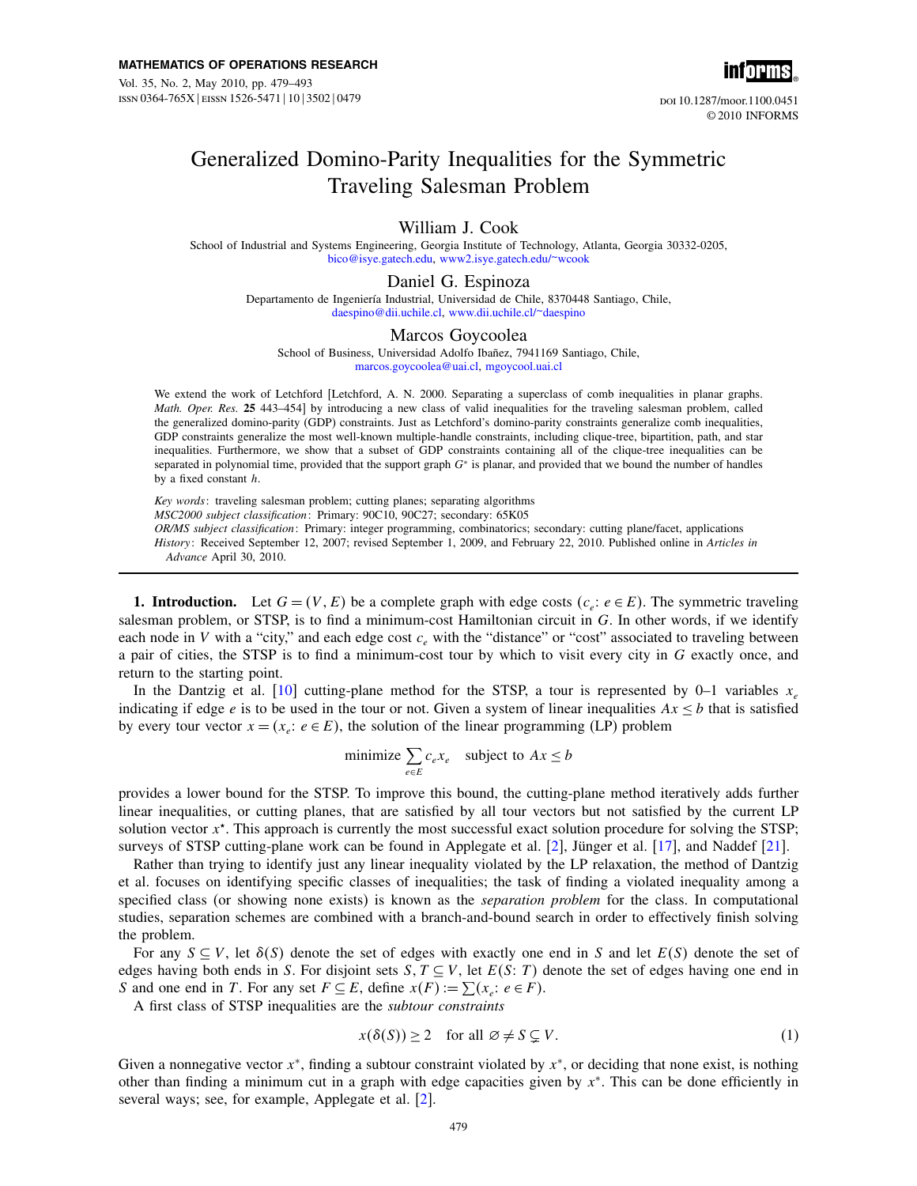# Generalized Domino-Parity Inequalities for the Symmetric Traveling Salesman Problem

**William J. Cook**

School of Industrial and Systems Engineering, Georgia Institute of Technology, Atlanta, Georgia 30332-0205, bico@isye.gatech.edu, www2.isye.gatech.edu/~wcook

**Daniel G. Espinoza**

Departamento de Ingeniería Industrial, Universidad de Chile, 8370448 Santiago, Chile, daespino@dii.uchile.cl, www.dii.uchile.cl/~daespino

**Marcos Goycoolea**

School of Business, Universidad Adolfo Ibañez, 7941169 Santiago, Chile, marcos.goycoolea@uai.cl, mgoycool.uai.cl

We extend the work of Letchford [Letchford, A. N. 2000. Separating a superclass of comb inequalities in planar graphs. *Math. Oper. Res.* **25** 443–454] by introducing a new class of valid inequalities for the traveling salesman problem, called the generalized domino-parity (GDP) constraints. Just as Letchford's domino-parity constraints generalize comb inequalities, GDP constraints generalize the most well-known multiple-handle constraints, including clique-tree, bipartition, path, and star inequalities. Furthermore, we show that a subset of GDP constraints containing all of the clique-tree inequalities can be separated in polynomial time, provided that the support graph $G^*$ is planar, and provided that we bound the number of handles by a fixed constant $h$.

*Key words*: traveling salesman problem; cutting planes; separating algorithms

*MSC2000 subject classification*: Primary: 90C10, 90C27; secondary: 65K05

*OR/MS subject classification*: Primary: integer programming, combinatorics; secondary: cutting plane/facet, applications

*History*: Received September 12, 2007; revised September 1, 2009, and February 22, 2010. Published online in *Articles in Advance* April 30, 2010.

---

**1. Introduction.** Let $G = (V, E)$ be a complete graph with edge costs $(c_e\colon e \in E)$. The symmetric traveling salesman problem, or STSP, is to find a minimum-cost Hamiltonian circuit in $G$. In other words, if we identify each node in $V$ with a "city," and each edge cost $c_e$ with the "distance" or "cost" associated to traveling between a pair of cities, the STSP is to find a minimum-cost tour by which to visit every city in $G$ exactly once, and return to the starting point.

In the Dantzig et al. [10] cutting-plane method for the STSP, a tour is represented by 0–1 variables $x_e$ indicating if edge $e$ is to be used in the tour or not. Given a system of linear inequalities $Ax \leq b$ that is satisfied by every tour vector $x = (x_e\colon e \in E)$, the solution of the linear programming (LP) problem

$$\text{minimize} \sum_{e \in E} c_e x_e \quad \text{subject to } Ax \leq b$$

provides a lower bound for the STSP. To improve this bound, the cutting-plane method iteratively adds further linear inequalities, or cutting planes, that are satisfied by all tour vectors but not satisfied by the current LP solution vector $x^\star$. This approach is currently the most successful exact solution procedure for solving the STSP; surveys of STSP cutting-plane work can be found in Applegate et al. [2], Jünger et al. [17], and Naddef [21].

Rather than trying to identify just any linear inequality violated by the LP relaxation, the method of Dantzig et al. focuses on identifying specific classes of inequalities; the task of finding a violated inequality among a specified class (or showing none exists) is known as the *separation problem* for the class. In computational studies, separation schemes are combined with a branch-and-bound search in order to effectively finish solving the problem.

For any $S \subseteq V$, let $\delta(S)$ denote the set of edges with exactly one end in $S$ and let $E(S)$ denote the set of edges having both ends in $S$. For disjoint sets $S, T \subseteq V$, let $E(S\colon T)$ denote the set of edges having one end in $S$ and one end in $T$. For any set $F \subseteq E$, define $x(F) := \sum (x_e\colon e \in F)$.

A first class of STSP inequalities are the *subtour constraints*

$$x(\delta(S)) \geq 2 \quad \text{for all } \varnothing \neq S \subsetneq V. \tag{1}$$

Given a nonnegative vector $x^*$, finding a subtour constraint violated by $x^*$, or deciding that none exist, is nothing other than finding a minimum cut in a graph with edge capacities given by $x^*$. This can be done efficiently in several ways; see, for example, Applegate et al. [2].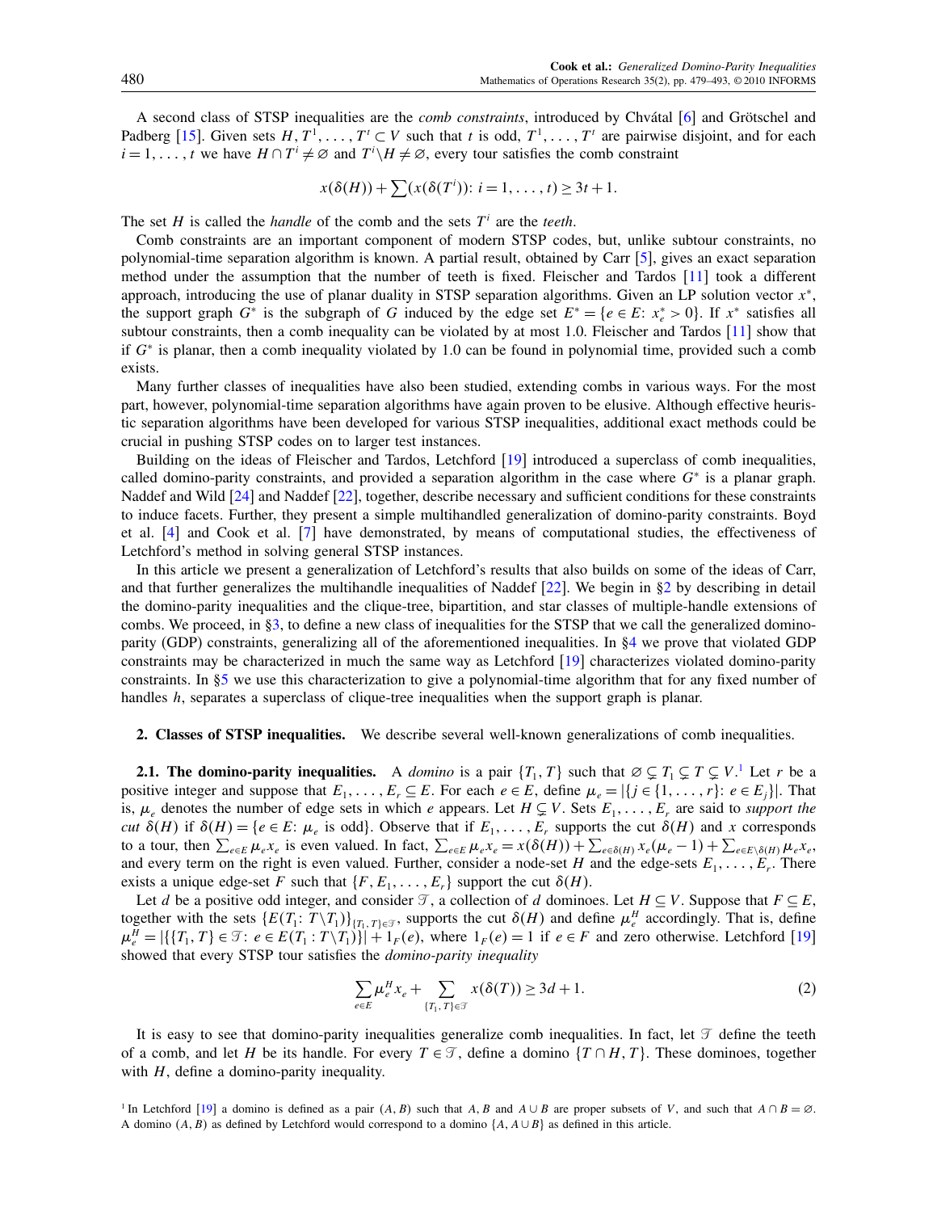A second class of STSP inequalities are the *comb constraints*, introduced by Chvátal [6] and Grötschel and Padberg [15]. Given sets $H, T^1, \ldots, T^t \subset V$ such that $t$ is odd, $T^1, \ldots, T^t$ are pairwise disjoint, and for each $i = 1, \ldots, t$ we have $H \cap T^i \neq \emptyset$ and $T^i \backslash H \neq \emptyset$, every tour satisfies the comb constraint

$$x(\delta(H)) + \sum(x(\delta(T^i)) : i = 1, \ldots, t) \geq 3t + 1.$$

The set $H$ is called the *handle* of the comb and the sets $T^i$ are the *teeth*.

Comb constraints are an important component of modern STSP codes, but, unlike subtour constraints, no polynomial-time separation algorithm is known. A partial result, obtained by Carr [5], gives an exact separation method under the assumption that the number of teeth is fixed. Fleischer and Tardos [11] took a different approach, introducing the use of planar duality in STSP separation algorithms. Given an LP solution vector $x^*$, the support graph $G^*$ is the subgraph of $G$ induced by the edge set $E^* = \{e \in E: x_e^* > 0\}$. If $x^*$ satisfies all subtour constraints, then a comb inequality can be violated by at most 1.0. Fleischer and Tardos [11] show that if $G^*$ is planar, then a comb inequality violated by 1.0 can be found in polynomial time, provided such a comb exists.

Many further classes of inequalities have also been studied, extending combs in various ways. For the most part, however, polynomial-time separation algorithms have again proven to be elusive. Although effective heuristic separation algorithms have been developed for various STSP inequalities, additional exact methods could be crucial in pushing STSP codes on to larger test instances.

Building on the ideas of Fleischer and Tardos, Letchford [19] introduced a superclass of comb inequalities, called domino-parity constraints, and provided a separation algorithm in the case where $G^*$ is a planar graph. Naddef and Wild [24] and Naddef [22], together, describe necessary and sufficient conditions for these constraints to induce facets. Further, they present a simple multihandled generalization of domino-parity constraints. Boyd et al. [4] and Cook et al. [7] have demonstrated, by means of computational studies, the effectiveness of Letchford's method in solving general STSP instances.

In this article we present a generalization of Letchford's results that also builds on some of the ideas of Carr, and that further generalizes the multihandle inequalities of Naddef [22]. We begin in §2 by describing in detail the domino-parity inequalities and the clique-tree, bipartition, and star classes of multiple-handle extensions of combs. We proceed, in §3, to define a new class of inequalities for the STSP that we call the generalized domino-parity (GDP) constraints, generalizing all of the aforementioned inequalities. In §4 we prove that violated GDP constraints may be characterized in much the same way as Letchford [19] characterizes violated domino-parity constraints. In §5 we use this characterization to give a polynomial-time algorithm that for any fixed number of handles $h$, separates a superclass of clique-tree inequalities when the support graph is planar.

## 2. Classes of STSP inequalities.

We describe several well-known generalizations of comb inequalities.

### 2.1. The domino-parity inequalities.

A *domino* is a pair $\{T_1, T\}$ such that $\emptyset \subsetneq T_1 \subsetneq T \subsetneq V$.[1] Let $r$ be a positive integer and suppose that $E_1, \ldots, E_r \subseteq E$. For each $e \in E$, define $\mu_e = |\{j \in \{1, \ldots, r\}: e \in E_j\}|$. That is, $\mu_e$ denotes the number of edge sets in which $e$ appears. Let $H \subsetneq V$. Sets $E_1, \ldots, E_r$ are said to *support the cut* $\delta(H)$ if $\delta(H) = \{e \in E: \mu_e \text{ is odd}\}$. Observe that if $E_1, \ldots, E_r$ supports the cut $\delta(H)$ and $x$ corresponds to a tour, then $\sum_{e \in E} \mu_e x_e$ is even valued. In fact, $\sum_{e \in E} \mu_e x_e = x(\delta(H)) + \sum_{e \in \delta(H)} x_e(\mu_e - 1) + \sum_{e \in E \backslash \delta(H)} \mu_e x_e$, and every term on the right is even valued. Further, consider a node-set $H$ and the edge-sets $E_1, \ldots, E_r$. There exists a unique edge-set $F$ such that $\{F, E_1, \ldots, E_r\}$ support the cut $\delta(H)$.

Let $d$ be a positive odd integer, and consider $\mathcal{T}$, a collection of $d$ dominoes. Let $H \subseteq V$. Suppose that $F \subseteq E$, together with the sets $\{E(T_1 : T \backslash T_1)\}_{\{T_1, T\} \in \mathcal{T}}$, supports the cut $\delta(H)$ and define $\mu_e^H$ accordingly. That is, define $\mu_e^H = |\{\{T_1, T\} \in \mathcal{T}: e \in E(T_1 : T \backslash T_1)\}| + 1_F(e)$, where $1_F(e) = 1$ if $e \in F$ and zero otherwise. Letchford [19] showed that every STSP tour satisfies the *domino-parity inequality*

$$\sum_{e \in E} \mu_e^H x_e + \sum_{\{T_1, T\} \in \mathcal{T}} x(\delta(T)) \geq 3d + 1. \tag{2}$$

It is easy to see that domino-parity inequalities generalize comb inequalities. In fact, let $\mathcal{T}$ define the teeth of a comb, and let $H$ be its handle. For every $T \in \mathcal{T}$, define a domino $\{T \cap H, T\}$. These dominoes, together with $H$, define a domino-parity inequality.

[1] In Letchford [19] a domino is defined as a pair $(A, B)$ such that $A, B$ and $A \cup B$ are proper subsets of $V$, and such that $A \cap B = \emptyset$. A domino $(A, B)$ as defined by Letchford would correspond to a domino $\{A, A \cup B\}$ as defined in this article.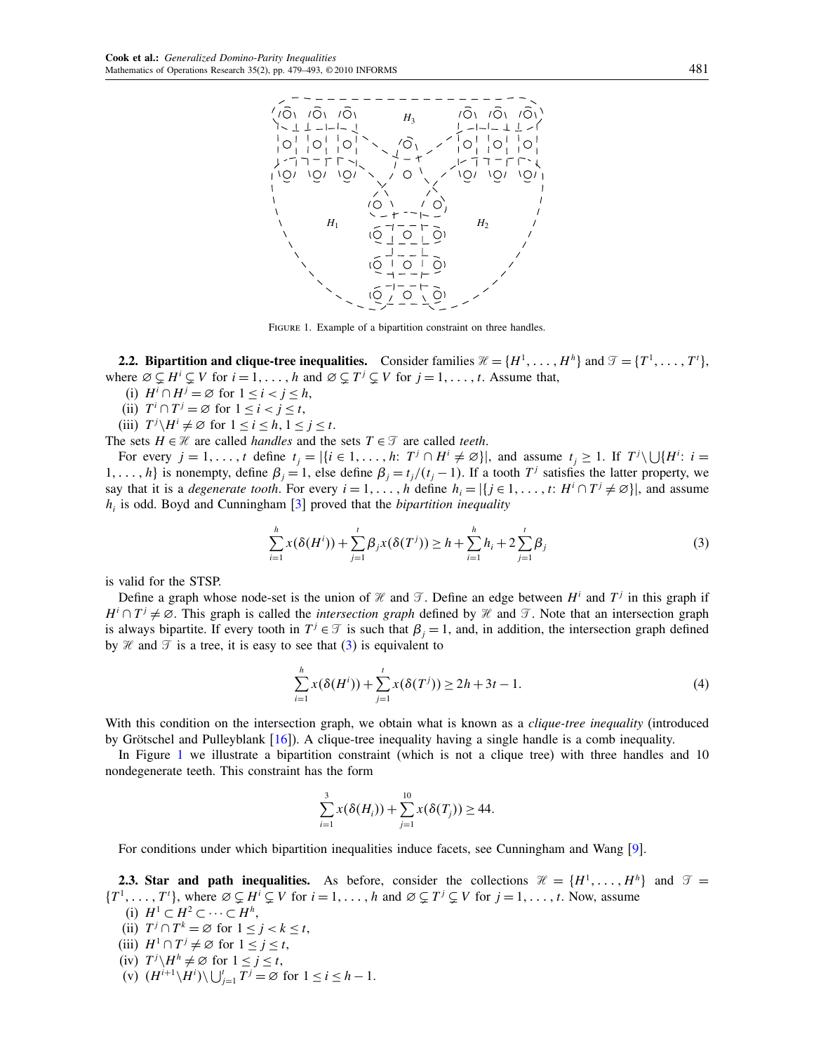FIGURE 1. Example of a bipartition constraint on three handles.

**2.2. Bipartition and clique-tree inequalities.** Consider families $\mathcal{H} = \{H^1, \dots, H^h\}$ and $\mathcal{T} = \{T^1, \dots, T^t\}$, where $\varnothing \subsetneq H^i \subsetneq V$ for $i = 1, \dots, h$ and $\varnothing \subsetneq T^j \subsetneq V$ for $j = 1, \dots, t$. Assume that,

(i) $H^i \cap H^j = \varnothing$ for $1 \le i < j \le h$,

(ii) $T^i \cap T^j = \varnothing$ for $1 \le i < j \le t$,

(iii) $T^j \setminus H^i \ne \varnothing$ for $1 \le i \le h$, $1 \le j \le t$.

The sets $H \in \mathcal{H}$ are called *handles* and the sets $T \in \mathcal{T}$ are called *teeth*.

For every $j = 1, \dots, t$ define $t_j = |\{i \in 1, \dots, h\colon T^j \cap H^i \ne \varnothing\}|$, and assume $t_j \ge 1$. If $T^j \setminus \bigcup\{H^i\colon i = 1, \dots, h\}$ is nonempty, define $\beta_j = 1$, else define $\beta_j = t_j/(t_j - 1)$. If a tooth $T^j$ satisfies the latter property, we say that it is a *degenerate tooth*. For every $i = 1, \dots, h$ define $h_i = |\{j \in 1, \dots, t\colon H^i \cap T^j \ne \varnothing\}|$, and assume $h_i$ is odd. Boyd and Cunningham [3] proved that the *bipartition inequality*

$$\sum_{i=1}^{h} x(\delta(H^i)) + \sum_{j=1}^{t} \beta_j x(\delta(T^j)) \ge h + \sum_{i=1}^{h} h_i + 2\sum_{j=1}^{t} \beta_j \tag{3}$$

is valid for the STSP.

Define a graph whose node-set is the union of $\mathcal{H}$ and $\mathcal{T}$. Define an edge between $H^i$ and $T^j$ in this graph if $H^i \cap T^j \ne \varnothing$. This graph is called the *intersection graph* defined by $\mathcal{H}$ and $\mathcal{T}$. Note that an intersection graph is always bipartite. If every tooth in $T^j \in \mathcal{T}$ is such that $\beta_j = 1$, and, in addition, the intersection graph defined by $\mathcal{H}$ and $\mathcal{T}$ is a tree, it is easy to see that (3) is equivalent to

$$\sum_{i=1}^{h} x(\delta(H^i)) + \sum_{j=1}^{t} x(\delta(T^j)) \ge 2h + 3t - 1. \tag{4}$$

With this condition on the intersection graph, we obtain what is known as a *clique-tree inequality* (introduced by Grötschel and Pulleyblank [16]). A clique-tree inequality having a single handle is a comb inequality.

In Figure 1 we illustrate a bipartition constraint (which is not a clique tree) with three handles and 10 nondegenerate teeth. This constraint has the form

$$\sum_{i=1}^{3} x(\delta(H_i)) + \sum_{j=1}^{10} x(\delta(T_j)) \ge 44.$$

For conditions under which bipartition inequalities induce facets, see Cunningham and Wang [9].

**2.3. Star and path inequalities.** As before, consider the collections $\mathcal{H} = \{H^1, \dots, H^h\}$ and $\mathcal{T} = \{T^1, \dots, T^t\}$, where $\varnothing \subsetneq H^i \subsetneq V$ for $i = 1, \dots, h$ and $\varnothing \subsetneq T^j \subsetneq V$ for $j = 1, \dots, t$. Now, assume

(i) $H^1 \subset H^2 \subset \cdots \subset H^h$,

(ii) $T^j \cap T^k = \varnothing$ for $1 \le j < k \le t$,

(iii) $H^1 \cap T^j \ne \varnothing$ for $1 \le j \le t$,

(iv) $T^j \setminus H^h \ne \varnothing$ for $1 \le j \le t$,

(v) $(H^{i+1} \setminus H^i) \setminus \bigcup_{j=1}^{t} T^j = \varnothing$ for $1 \le i \le h - 1$.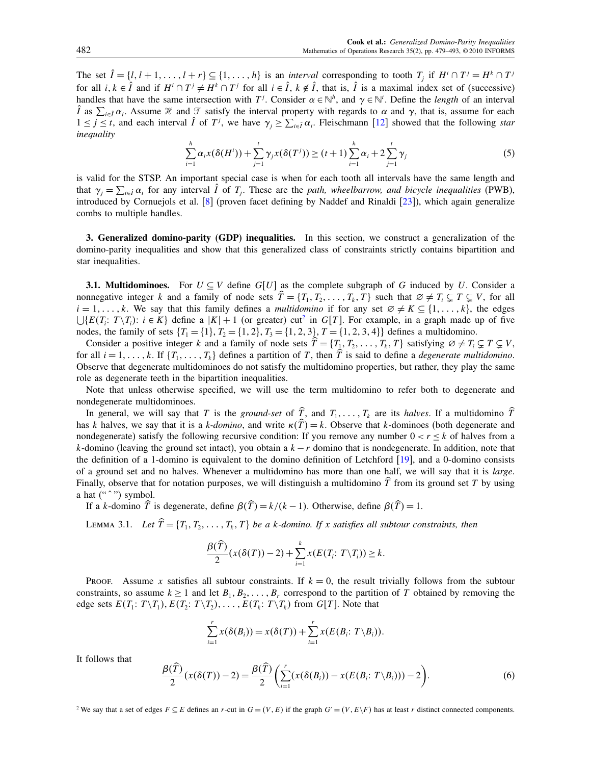The set $\hat{I} = \{l, l+1, \ldots, l+r\} \subseteq \{1, \ldots, h\}$ is an *interval* corresponding to tooth $T_j$ if $H^i \cap T^j = H^k \cap T^j$ for all $i, k \in \hat{I}$ and if $H^i \cap T^j \neq H^k \cap T^j$ for all $i \in \hat{I}$, $k \notin \hat{I}$, that is, $\hat{I}$ is a maximal index set of (successive) handles that have the same intersection with $T^j$. Consider $\alpha \in \mathbb{N}^h$, and $\gamma \in \mathbb{N}^t$. Define the *length* of an interval $\hat{I}$ as $\sum_{i \in \hat{I}} \alpha_i$. Assume $\mathscr{H}$ and $\mathscr{T}$ satisfy the interval property with regards to $\alpha$ and $\gamma$, that is, assume for each $1 \le j \le t$, and each interval $\hat{I}$ of $T^j$, we have $\gamma_j \ge \sum_{i \in \hat{I}} \alpha_i$. Fleischmann [12] showed that the following *star inequality*

$$\sum_{i=1}^{h} \alpha_i x(\delta(H^i)) + \sum_{j=1}^{t} \gamma_j x(\delta(T^j)) \ge (t+1) \sum_{i=1}^{h} \alpha_i + 2 \sum_{j=1}^{t} \gamma_j \tag{5}$$

is valid for the STSP. An important special case is when for each tooth all intervals have the same length and that $\gamma_j = \sum_{i \in \hat{I}} \alpha_i$ for any interval $\hat{I}$ of $T_j$. These are the *path, wheelbarrow, and bicycle inequalities* (PWB), introduced by Cornuejols et al. [8] (proven facet defining by Naddef and Rinaldi [23]), which again generalize combs to multiple handles.

## 3. Generalized domino-parity (GDP) inequalities.

In this section, we construct a generalization of the domino-parity inequalities and show that this generalized class of constraints strictly contains bipartition and star inequalities.

### 3.1. Multidominoes.

For $U \subseteq V$ define $G[U]$ as the complete subgraph of $G$ induced by $U$. Consider a nonnegative integer $k$ and a family of node sets $\widehat{T} = \{T_1, T_2, \ldots, T_k, T\}$ such that $\varnothing \neq T_i \subsetneq T \subsetneq V$, for all $i = 1, \ldots, k$. We say that this family defines a *multidomino* if for any set $\varnothing \neq K \subseteq \{1, \ldots, k\}$, the edges $\bigcup \{E(T_i : T \setminus T_i) : i \in K\}$ define a $|K| + 1$ (or greater) cut[2] in $G[T]$. For example, in a graph made up of five nodes, the family of sets $\{T_1 = \{1\}, T_2 = \{1, 2\}, T_3 = \{1, 2, 3\}, T = \{1, 2, 3, 4\}\}$ defines a multidomino.

Consider a positive integer $k$ and a family of node sets $\widehat{T} = \{T_1, T_2, \ldots, T_k, T\}$ satisfying $\varnothing \neq T_i \subsetneq T \subsetneq V$, for all $i = 1, \ldots, k$. If $\{T_1, \ldots, T_k\}$ defines a partition of $T$, then $\widehat{T}$ is said to define a *degenerate multidomino*. Observe that degenerate multidominoes do not satisfy the multidomino properties, but rather, they play the same role as degenerate teeth in the bipartition inequalities.

Note that unless otherwise specified, we will use the term multidomino to refer both to degenerate and nondegenerate multidominoes.

In general, we will say that $T$ is the *ground-set* of $\widehat{T}$, and $T_1, \ldots, T_k$ are its *halves*. If a multidomino $\widehat{T}$ has $k$ halves, we say that it is a *k-domino*, and write $\kappa(\widehat{T}) = k$. Observe that $k$-dominoes (both degenerate and nondegenerate) satisfy the following recursive condition: If you remove any number $0 < r \le k$ of halves from a $k$-domino (leaving the ground set intact), you obtain a $k - r$ domino that is nondegenerate. In addition, note that the definition of a 1-domino is equivalent to the domino definition of Letchford [19], and a 0-domino consists of a ground set and no halves. Whenever a multidomino has more than one half, we will say that it is *large*. Finally, observe that for notation purposes, we will distinguish a multidomino $\widehat{T}$ from its ground set $T$ by using a hat ("ˆ") symbol.

If a $k$-domino $\widehat{T}$ is degenerate, define $\beta(\widehat{T}) = k/(k-1)$. Otherwise, define $\beta(\widehat{T}) = 1$.

LEMMA 3.1. *Let $\widehat{T} = \{T_1, T_2, \ldots, T_k, T\}$ be a $k$-domino. If $x$ satisfies all subtour constraints, then*

$$\frac{\beta(\widehat{T})}{2}(x(\delta(T)) - 2) + \sum_{i=1}^{k} x(E(T_i : T \setminus T_i)) \ge k.$$

PROOF. Assume $x$ satisfies all subtour constraints. If $k = 0$, the result trivially follows from the subtour constraints, so assume $k \ge 1$ and let $B_1, B_2, \ldots, B_r$ correspond to the partition of $T$ obtained by removing the edge sets $E(T_1 : T \setminus T_1), E(T_2 : T \setminus T_2), \ldots, E(T_k : T \setminus T_k)$ from $G[T]$. Note that

$$\sum_{i=1}^{r} x(\delta(B_i)) = x(\delta(T)) + \sum_{i=1}^{r} x(E(B_i : T \setminus B_i)).$$

It follows that

$$\frac{\beta(\widehat{T})}{2}(x(\delta(T)) - 2) = \frac{\beta(\widehat{T})}{2}\left(\sum_{i=1}^{r}(x(\delta(B_i)) - x(E(B_i : T \setminus B_i))) - 2\right). \tag{6}$$

[2] We say that a set of edges $F \subseteq E$ defines an $r$-cut in $G = (V, E)$ if the graph $G' = (V, E \setminus F)$ has at least $r$ distinct connected components.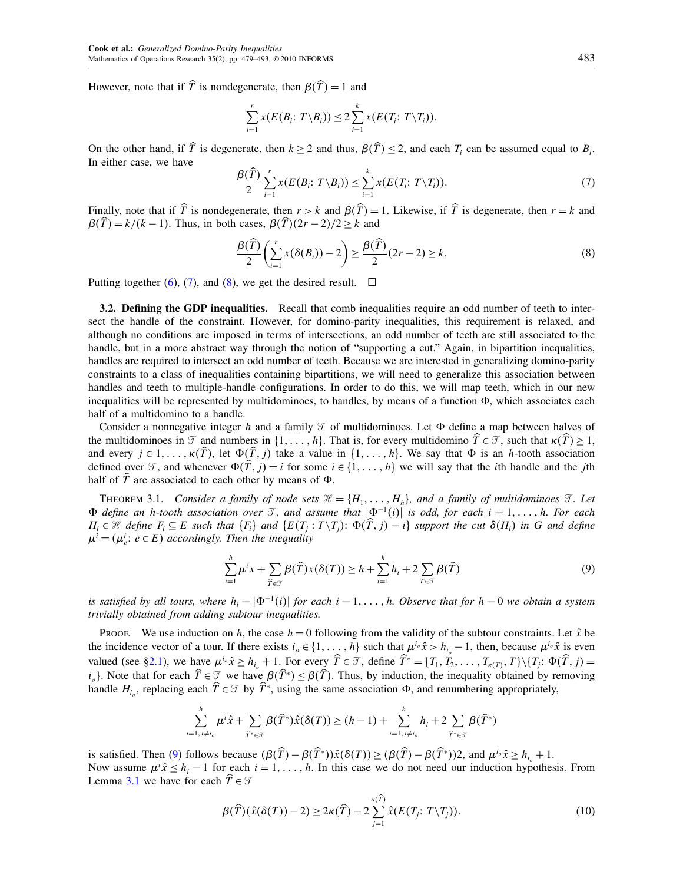However, note that if $\widehat{T}$ is nondegenerate, then $\beta(\widehat{T}) = 1$ and

$$\sum_{i=1}^{r} x(E(B_i\colon T\backslash B_i)) \leq 2\sum_{i=1}^{k} x(E(T_i\colon T\backslash T_i)).$$

On the other hand, if $\widehat{T}$ is degenerate, then $k \geq 2$ and thus, $\beta(\widehat{T}) \leq 2$, and each $T_i$ can be assumed equal to $B_i$. In either case, we have

$$\frac{\beta(\widehat{T})}{2}\sum_{i=1}^{r} x(E(B_i\colon T\backslash B_i)) \leq \sum_{i=1}^{k} x(E(T_i\colon T\backslash T_i)). \tag{7}$$

Finally, note that if $\widehat{T}$ is nondegenerate, then $r > k$ and $\beta(\widehat{T}) = 1$. Likewise, if $\widehat{T}$ is degenerate, then $r = k$ and $\beta(\widehat{T}) = k/(k-1)$. Thus, in both cases, $\beta(\widehat{T})(2r-2)/2 \geq k$ and

$$\frac{\beta(\widehat{T})}{2}\left(\sum_{i=1}^{r} x(\delta(B_i)) - 2\right) \geq \frac{\beta(\widehat{T})}{2}(2r-2) \geq k. \tag{8}$$

Putting together (6), (7), and (8), we get the desired result. $\square$

**3.2. Defining the GDP inequalities.** Recall that comb inequalities require an odd number of teeth to intersect the handle of the constraint. However, for domino-parity inequalities, this requirement is relaxed, and although no conditions are imposed in terms of intersections, an odd number of teeth are still associated to the handle, but in a more abstract way through the notion of "supporting a cut." Again, in bipartition inequalities, handles are required to intersect an odd number of teeth. Because we are interested in generalizing domino-parity constraints to a class of inequalities containing bipartitions, we will need to generalize this association between handles and teeth to multiple-handle configurations. In order to do this, we will map teeth, which in our new inequalities will be represented by multidominoes, to handles, by means of a function $\Phi$, which associates each half of a multidomino to a handle.

Consider a nonnegative integer $h$ and a family $\mathcal{T}$ of multidominoes. Let $\Phi$ define a map between halves of the multidominoes in $\mathcal{T}$ and numbers in $\{1, \ldots, h\}$. That is, for every multidomino $\widehat{T} \in \mathcal{T}$, such that $\kappa(\widehat{T}) \geq 1$, and every $j \in 1, \ldots, \kappa(\widehat{T})$, let $\Phi(\widehat{T}, j)$ take a value in $\{1, \ldots, h\}$. We say that $\Phi$ is an $h$-tooth association defined over $\mathcal{T}$, and whenever $\Phi(\widehat{T}, j) = i$ for some $i \in \{1, \ldots, h\}$ we will say that the $i$th handle and the $j$th half of $\widehat{T}$ are associated to each other by means of $\Phi$.

Theorem 3.1. *Consider a family of node sets $\mathcal{H} = \{H_1, \ldots, H_h\}$, and a family of multidominoes $\mathcal{T}$. Let $\Phi$ define an $h$-tooth association over $\mathcal{T}$, and assume that $|\Phi^{-1}(i)|$ is odd, for each $i = 1, \ldots, h$. For each $H_i \in \mathcal{H}$ define $F_i \subseteq E$ such that $\{F_i\}$ and $\{E(T_j : T\backslash T_j)\colon \Phi(\widehat{T}, j) = i\}$ support the cut $\delta(H_i)$ in $G$ and define $\mu^i = (\mu^i_e\colon e \in E)$ accordingly. Then the inequality*

$$\sum_{i=1}^{h} \mu^i x + \sum_{\widehat{T}\in\mathcal{T}} \beta(\widehat{T}) x(\delta(T)) \geq h + \sum_{i=1}^{h} h_i + 2\sum_{T\in\mathcal{T}} \beta(\widehat{T}) \tag{9}$$

*is satisfied by all tours, where $h_i = |\Phi^{-1}(i)|$ for each $i = 1, \ldots, h$. Observe that for $h = 0$ we obtain a system trivially obtained from adding subtour inequalities.*

Proof. We use induction on $h$, the case $h = 0$ following from the validity of the subtour constraints. Let $\hat{x}$ be the incidence vector of a tour. If there exists $i_o \in \{1, \ldots, h\}$ such that $\mu^{i_o}\hat{x} > h_{i_o} - 1$, then, because $\mu^{i_o}\hat{x}$ is even valued (see §2.1), we have $\mu^{i_o}\hat{x} \geq h_{i_o} + 1$. For every $\widehat{T} \in \mathcal{T}$, define $\widehat{T}^* = \{T_1, T_2, \ldots, T_{\kappa(T)}, T\}\backslash\{T_j\colon \Phi(\widehat{T}, j) = i_o\}$. Note that for each $\widehat{T} \in \mathcal{T}$ we have $\beta(\widehat{T}^*) \leq \beta(\widehat{T})$. Thus, by induction, the inequality obtained by removing handle $H_{i_o}$, replacing each $\widehat{T} \in \mathcal{T}$ by $\widehat{T}^*$, using the same association $\Phi$, and renumbering appropriately,

$$\sum_{i=1,\, i\neq i_o}^{h} \mu^i \hat{x} + \sum_{\widehat{T}^*\in\mathcal{T}} \beta(\widehat{T}^*)\hat{x}(\delta(T)) \geq (h-1) + \sum_{i=1,\, i\neq i_o}^{h} h_i + 2\sum_{\widehat{T}^*\in\mathcal{T}} \beta(\widehat{T}^*)$$

is satisfied. Then (9) follows because $(\beta(\widehat{T}) - \beta(\widehat{T}^*))\hat{x}(\delta(T)) \geq (\beta(\widehat{T}) - \beta(\widehat{T}^*))2$, and $\mu^{i_o}\hat{x} \geq h_{i_o} + 1$.
Now assume $\mu^i\hat{x} \leq h_i - 1$ for each $i = 1, \ldots, h$. In this case we do not need our induction hypothesis. From Lemma 3.1 we have for each $\widehat{T} \in \mathcal{T}$

$$\beta(\widehat{T})(\hat{x}(\delta(T)) - 2) \geq 2\kappa(\widehat{T}) - 2\sum_{j=1}^{\kappa(\widehat{T})} \hat{x}(E(T_j\colon T\backslash T_j)). \tag{10}$$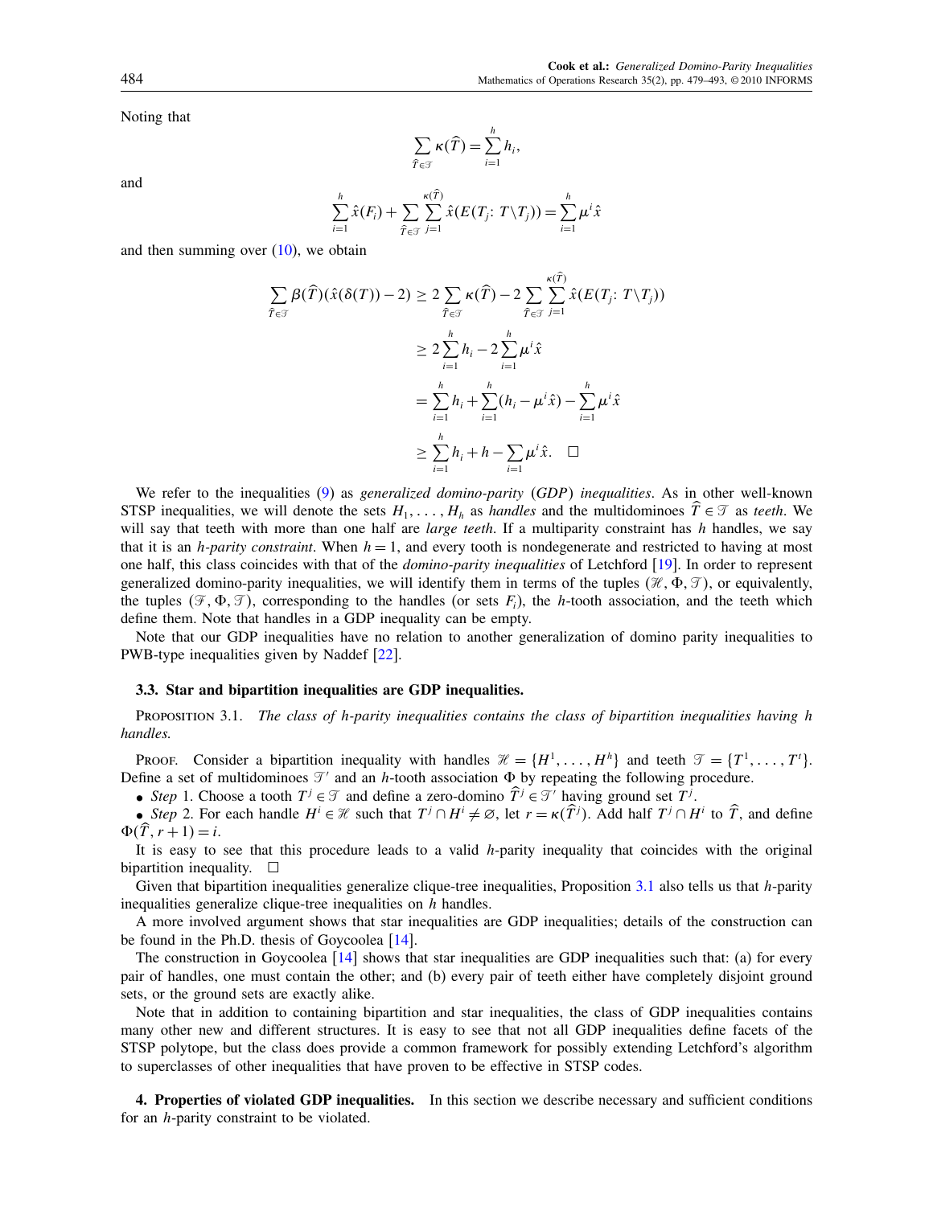Noting that

$$\sum_{\widehat{T}\in\mathcal{T}} \kappa(\widehat{T}) = \sum_{i=1}^{h} h_i,$$

and

$$\sum_{i=1}^{h} \hat{x}(F_i) + \sum_{\widehat{T}\in\mathcal{T}} \sum_{j=1}^{\kappa(\widehat{T})} \hat{x}(E(T_j\colon T\setminus T_j)) = \sum_{i=1}^{h} \mu^i \hat{x}$$

and then summing over (10), we obtain

$$\begin{aligned}
\sum_{\widehat{T}\in\mathcal{T}} \beta(\widehat{T})(\hat{x}(\delta(T)) - 2) &\geq 2\sum_{\widehat{T}\in\mathcal{T}} \kappa(\widehat{T}) - 2\sum_{\widehat{T}\in\mathcal{T}} \sum_{j=1}^{\kappa(\widehat{T})} \hat{x}(E(T_j\colon T\setminus T_j)) \\
&\geq 2\sum_{i=1}^{h} h_i - 2\sum_{i=1}^{h} \mu^i \hat{x} \\
&= \sum_{i=1}^{h} h_i + \sum_{i=1}^{h} (h_i - \mu^i \hat{x}) - \sum_{i=1}^{h} \mu^i \hat{x} \\
&\geq \sum_{i=1}^{h} h_i + h - \sum_{i=1}^{h} \mu^i \hat{x}. \quad \square
\end{aligned}$$

We refer to the inequalities (9) as *generalized domino-parity* (*GDP*) *inequalities*. As in other well-known STSP inequalities, we will denote the sets $H_1, \ldots, H_h$ as *handles* and the multidominoes $\widehat{T} \in \mathcal{T}$ as *teeth*. We will say that teeth with more than one half are *large teeth*. If a multiparity constraint has $h$ handles, we say that it is an *h-parity constraint*. When $h = 1$, and every tooth is nondegenerate and restricted to having at most one half, this class coincides with that of the *domino-parity inequalities* of Letchford [19]. In order to represent generalized domino-parity inequalities, we will identify them in terms of the tuples $(\mathcal{H}, \Phi, \mathcal{T})$, or equivalently, the tuples $(\mathcal{F}, \Phi, \mathcal{T})$, corresponding to the handles (or sets $F_i$), the $h$-tooth association, and the teeth which define them. Note that handles in a GDP inequality can be empty.

Note that our GDP inequalities have no relation to another generalization of domino parity inequalities to PWB-type inequalities given by Naddef [22].

### 3.3. Star and bipartition inequalities are GDP inequalities.

Proposition 3.1. *The class of h-parity inequalities contains the class of bipartition inequalities having h handles.*

Proof. Consider a bipartition inequality with handles $\mathcal{H} = \{H^1, \ldots, H^h\}$ and teeth $\mathcal{T} = \{T^1, \ldots, T^t\}$. Define a set of multidominoes $\mathcal{T}'$ and an $h$-tooth association $\Phi$ by repeating the following procedure.

- *Step* 1. Choose a tooth $T^j \in \mathcal{T}$ and define a zero-domino $\widehat{T}^j \in \mathcal{T}'$ having ground set $T^j$.
- *Step* 2. For each handle $H^i \in \mathcal{H}$ such that $T^j \cap H^i \neq \varnothing$, let $r = \kappa(\widehat{T}^j)$. Add half $T^j \cap H^i$ to $\widehat{T}$, and define $\Phi(\widehat{T}, r+1) = i$.

It is easy to see that this procedure leads to a valid $h$-parity inequality that coincides with the original bipartition inequality. $\square$

Given that bipartition inequalities generalize clique-tree inequalities, Proposition 3.1 also tells us that $h$-parity inequalities generalize clique-tree inequalities on $h$ handles.

A more involved argument shows that star inequalities are GDP inequalities; details of the construction can be found in the Ph.D. thesis of Goycoolea [14].

The construction in Goycoolea [14] shows that star inequalities are GDP inequalities such that: (a) for every pair of handles, one must contain the other; and (b) every pair of teeth either have completely disjoint ground sets, or the ground sets are exactly alike.

Note that in addition to containing bipartition and star inequalities, the class of GDP inequalities contains many other new and different structures. It is easy to see that not all GDP inequalities define facets of the STSP polytope, but the class does provide a common framework for possibly extending Letchford's algorithm to superclasses of other inequalities that have proven to be effective in STSP codes.

## 4. Properties of violated GDP inequalities.

In this section we describe necessary and sufficient conditions for an $h$-parity constraint to be violated.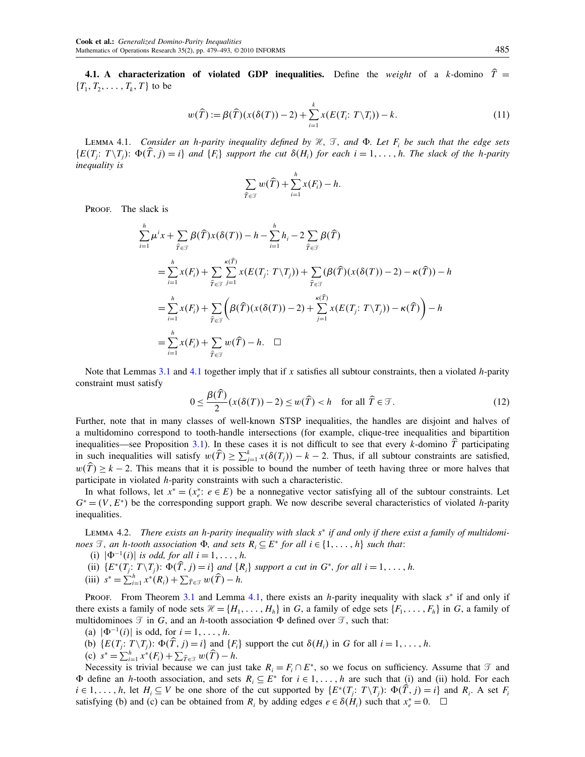**4.1. A characterization of violated GDP inequalities.** Define the *weight* of a $k$-domino $\widehat{T} = \{T_1, T_2, \ldots, T_k, T\}$ to be

$$w(\widehat{T}) := \beta(\widehat{T})(x(\delta(T)) - 2) + \sum_{i=1}^{k} x(E(T_i: T \backslash T_i)) - k. \tag{11}$$

LEMMA 4.1. *Consider an $h$-parity inequality defined by $\mathcal{H}$, $\mathcal{T}$, and $\Phi$. Let $F_i$ be such that the edge sets $\{E(T_j: T\backslash T_j): \Phi(\widehat{T}, j) = i\}$ and $\{F_i\}$ support the cut $\delta(H_i)$ for each $i = 1, \ldots, h$. The slack of the $h$-parity inequality is*

$$\sum_{\widehat{T} \in \mathcal{T}} w(\widehat{T}) + \sum_{i=1}^{h} x(F_i) - h.$$

PROOF. The slack is

$$\begin{aligned}
&\sum_{i=1}^{h} \mu^i x + \sum_{\widehat{T} \in \mathcal{T}} \beta(\widehat{T}) x(\delta(T)) - h - \sum_{i=1}^{h} h_i - 2 \sum_{\widehat{T} \in \mathcal{T}} \beta(\widehat{T}) \\
&\quad = \sum_{i=1}^{h} x(F_i) + \sum_{\widehat{T} \in \mathcal{T}} \sum_{j=1}^{\kappa(\widehat{T})} x(E(T_j: T\backslash T_j)) + \sum_{\widehat{T} \in \mathcal{T}} (\beta(\widehat{T})(x(\delta(T)) - 2) - \kappa(\widehat{T})) - h \\
&\quad = \sum_{i=1}^{h} x(F_i) + \sum_{\widehat{T} \in \mathcal{T}} \left( \beta(\widehat{T})(x(\delta(T)) - 2) + \sum_{j=1}^{\kappa(\widehat{T})} x(E(T_j: T\backslash T_j)) - \kappa(\widehat{T}) \right) - h \\
&\quad = \sum_{i=1}^{h} x(F_i) + \sum_{\widehat{T} \in \mathcal{T}} w(\widehat{T}) - h. \quad \square
\end{aligned}$$

Note that Lemmas 3.1 and 4.1 together imply that if $x$ satisfies all subtour constraints, then a violated $h$-parity constraint must satisfy

$$0 \leq \frac{\beta(\widehat{T})}{2}(x(\delta(T)) - 2) \leq w(\widehat{T}) < h \quad \text{for all } \widehat{T} \in \mathcal{T}. \tag{12}$$

Further, note that in many classes of well-known STSP inequalities, the handles are disjoint and halves of a multidomino correspond to tooth-handle intersections (for example, clique-tree inequalities and bipartition inequalities—see Proposition 3.1). In these cases it is not difficult to see that every $k$-domino $\widehat{T}$ participating in such inequalities will satisfy $w(\widehat{T}) \geq \sum_{j=1}^{k} x(\delta(T_j)) - k - 2$. Thus, if all subtour constraints are satisfied, $w(\widehat{T}) \geq k - 2$. This means that it is possible to bound the number of teeth having three or more halves that participate in violated $h$-parity constraints with such a characteristic.

In what follows, let $x^* = (x^*_e: e \in E)$ be a nonnegative vector satisfying all of the subtour constraints. Let $G^* = (V, E^*)$ be the corresponding support graph. We now describe several characteristics of violated $h$-parity inequalities.

LEMMA 4.2. *There exists an $h$-parity inequality with slack $s^*$ if and only if there exist a family of multidominoes $\mathcal{T}$, an $h$-tooth association $\Phi$, and sets $R_i \subseteq E^*$ for all $i \in \{1, \ldots, h\}$ such that*:

(i) $|\Phi^{-1}(i)|$ *is odd, for all* $i = 1, \ldots, h$.
(ii) $\{E^*(T_j: T\backslash T_j): \Phi(\widehat{T}, j) = i\}$ *and* $\{R_i\}$ *support a cut in* $G^*$, *for all* $i = 1, \ldots, h$.
(iii) $s^* = \sum_{i=1}^{h} x^*(R_i) + \sum_{\widehat{T} \in \mathcal{T}} w(\widehat{T}) - h$.

PROOF. From Theorem 3.1 and Lemma 4.1, there exists an $h$-parity inequality with slack $s^*$ if and only if there exists a family of node sets $\mathcal{H} = \{H_1, \ldots, H_h\}$ in $G$, a family of edge sets $\{F_1, \ldots, F_h\}$ in $G$, a family of multidominoes $\mathcal{T}$ in $G$, and an $h$-tooth association $\Phi$ defined over $\mathcal{T}$, such that:

(a) $|\Phi^{-1}(i)|$ is odd, for $i = 1, \ldots, h$.
(b) $\{E(T_j: T\backslash T_j): \Phi(\widehat{T}, j) = i\}$ and $\{F_i\}$ support the cut $\delta(H_i)$ in $G$ for all $i = 1, \ldots, h$.
(c) $s^* = \sum_{i=1}^{h} x^*(F_i) + \sum_{\widehat{T} \in \mathcal{T}} w(\widehat{T}) - h$.

Necessity is trivial because we can just take $R_i = F_i \cap E^*$, so we focus on sufficiency. Assume that $\mathcal{T}$ and $\Phi$ define an $h$-tooth association, and sets $R_i \subseteq E^*$ for $i \in 1, \ldots, h$ are such that (i) and (ii) hold. For each $i \in 1, \ldots, h$, let $H_i \subseteq V$ be one shore of the cut supported by $\{E^*(T_j: T\backslash T_j): \Phi(\widehat{T}, j) = i\}$ and $R_i$. A set $F_i$ satisfying (b) and (c) can be obtained from $R_i$ by adding edges $e \in \delta(H_i)$ such that $x^*_e = 0$. $\square$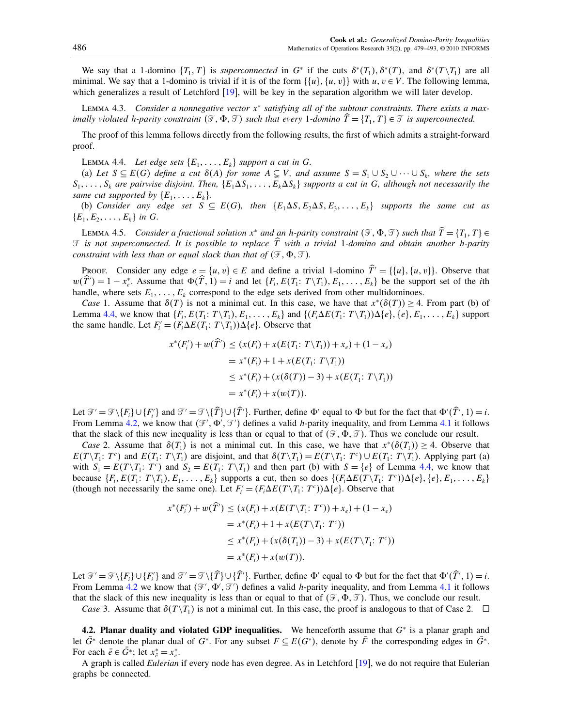We say that a 1-domino $\{T_1, T\}$ is *superconnected* in $G^*$ if the cuts $\delta^*(T_1)$, $\delta^*(T)$, and $\delta^*(T\setminus T_1)$ are all minimal. We say that a 1-domino is trivial if it is of the form $\{\{u\}, \{u, v\}\}$ with $u, v \in V$. The following lemma, which generalizes a result of Letchford [19], will be key in the separation algorithm we will later develop.

LEMMA 4.3. *Consider a nonnegative vector $x^*$ satisfying all of the subtour constraints. There exists a maximally violated h-parity constraint $(\mathcal{F}, \Phi, \mathcal{T})$ such that every 1-domino $\widehat{T} = \{T_1, T\} \in \mathcal{T}$ is superconnected.*

The proof of this lemma follows directly from the following results, the first of which admits a straight-forward proof.

LEMMA 4.4. *Let edge sets $\{E_1, \dots, E_k\}$ support a cut in $G$.*

(a) *Let $S \subseteq E(G)$ define a cut $\delta(A)$ for some $A \subsetneq V$, and assume $S = S_1 \cup S_2 \cup \cdots \cup S_k$, where the sets $S_1, \dots, S_k$ are pairwise disjoint. Then, $\{E_1 \Delta S_1, \dots, E_k \Delta S_k\}$ supports a cut in $G$, although not necessarily the same cut supported by $\{E_1, \dots, E_k\}$.*

(b) *Consider any edge set $S \subseteq E(G)$, then $\{E_1 \Delta S, E_2 \Delta S, E_3, \dots, E_k\}$ supports the same cut as $\{E_1, E_2, \dots, E_k\}$ in $G$.*

LEMMA 4.5. *Consider a fractional solution $x^*$ and an h-parity constraint $(\mathcal{F}, \Phi, \mathcal{T})$ such that $\widehat{T} = \{T_1, T\} \in \mathcal{T}$ is not superconnected. It is possible to replace $\widehat{T}$ with a trivial 1-domino and obtain another h-parity constraint with less than or equal slack than that of $(\mathcal{F}, \Phi, \mathcal{T})$.*

PROOF. Consider any edge $e = \{u, v\} \in E$ and define a trivial 1-domino $\widehat{T}' = \{\{u\}, \{u, v\}\}$. Observe that $w(\widehat{T}') = 1 - x^*_e$. Assume that $\Phi(\widehat{T}, 1) = i$ and let $\{F_i, E(T_1\colon T\setminus T_1), E_1, \dots, E_k\}$ be the support set of the $i$th handle, where sets $E_1, \dots, E_k$ correspond to the edge sets derived from other multidominoes.

*Case* 1. Assume that $\delta(T)$ is not a minimal cut. In this case, we have that $x^*(\delta(T)) \geq 4$. From part (b) of Lemma 4.4, we know that $\{F_i, E(T_1\colon T\setminus T_1), E_1, \dots, E_k\}$ and $\{(F_i \Delta E(T_1\colon T\setminus T_1))\Delta\{e\}, \{e\}, E_1, \dots, E_k\}$ support the same handle. Let $F'_i = (F_i \Delta E(T_1\colon T\setminus T_1))\Delta\{e\}$. Observe that

$$
\begin{aligned}
x^*(F'_i) + w(\widehat{T}') &\leq (x(F_i) + x(E(T_1\colon T\setminus T_1)) + x_e) + (1 - x_e)\\
&= x^*(F_i) + 1 + x(E(T_1\colon T\setminus T_1))\\
&\leq x^*(F_i) + (x(\delta(T)) - 3) + x(E(T_1\colon T\setminus T_1))\\
&= x^*(F_i) + x(w(T)).
\end{aligned}
$$

Let $\mathcal{F}' = \mathcal{F}\setminus\{F_i\}\cup\{F'_i\}$ and $\mathcal{T}' = \mathcal{T}\setminus\{\widehat{T}\}\cup\{\widehat{T}'\}$. Further, define $\Phi'$ equal to $\Phi$ but for the fact that $\Phi'(\widehat{T}', 1) = i$. From Lemma 4.2, we know that $(\mathcal{F}', \Phi', \mathcal{T}')$ defines a valid $h$-parity inequality, and from Lemma 4.1 it follows that the slack of this new inequality is less than or equal to that of $(\mathcal{F}, \Phi, \mathcal{T})$. Thus we conclude our result.

*Case* 2. Assume that $\delta(T_1)$ is not a minimal cut. In this case, we have that $x^*(\delta(T_1)) \geq 4$. Observe that $E(T\setminus T_1\colon T^c)$ and $E(T_1\colon T\setminus T_1)$ are disjoint, and that $\delta(T\setminus T_1) = E(T\setminus T_1\colon T^c) \cup E(T_1\colon T\setminus T_1)$. Applying part (a) with $S_1 = E(T\setminus T_1\colon T^c)$ and $S_2 = E(T_1\colon T\setminus T_1)$ and then part (b) with $S = \{e\}$ of Lemma 4.4, we know that because $\{F_i, E(T_1\colon T\setminus T_1), E_1, \dots, E_k\}$ supports a cut, then so does $\{(F_i \Delta E(T\setminus T_1\colon T^c))\Delta\{e\}, \{e\}, E_1, \dots, E_k\}$ (though not necessarily the same one). Let $F'_i = (F_i \Delta E(T\setminus T_1\colon T^c))\Delta\{e\}$. Observe that

$$
\begin{aligned}
x^*(F'_i) + w(\widehat{T}') &\leq (x(F_i) + x(E(T\setminus T_1\colon T^c)) + x_e) + (1 - x_e)\\
&= x^*(F_i) + 1 + x(E(T\setminus T_1\colon T^c))\\
&\leq x^*(F_i) + (x(\delta(T_1)) - 3) + x(E(T\setminus T_1\colon T^c))\\
&= x^*(F_i) + x(w(T)).
\end{aligned}
$$

Let $\mathcal{F}' = \mathcal{F}\setminus\{F_i\}\cup\{F'_i\}$ and $\mathcal{T}' = \mathcal{T}\setminus\{\widehat{T}\}\cup\{\widehat{T}'\}$. Further, define $\Phi'$ equal to $\Phi$ but for the fact that $\Phi'(\widehat{T}', 1) = i$. From Lemma 4.2 we know that $(\mathcal{F}', \Phi', \mathcal{T}')$ defines a valid $h$-parity inequality, and from Lemma 4.1 it follows that the slack of this new inequality is less than or equal to that of $(\mathcal{F}, \Phi, \mathcal{T})$. Thus, we conclude our result.

*Case* 3. Assume that $\delta(T\setminus T_1)$ is not a minimal cut. In this case, the proof is analogous to that of Case 2. $\square$

**4.2. Planar duality and violated GDP inequalities.** We henceforth assume that $G^*$ is a planar graph and let $\bar{G}^*$ denote the planar dual of $G^*$. For any subset $F \subseteq E(G^*)$, denote by $\bar{F}$ the corresponding edges in $\bar{G}^*$. For each $\bar{e} \in \bar{G}^*$; let $x^*_{\bar{e}} = x^*_e$.

A graph is called *Eulerian* if every node has even degree. As in Letchford [19], we do not require that Eulerian graphs be connected.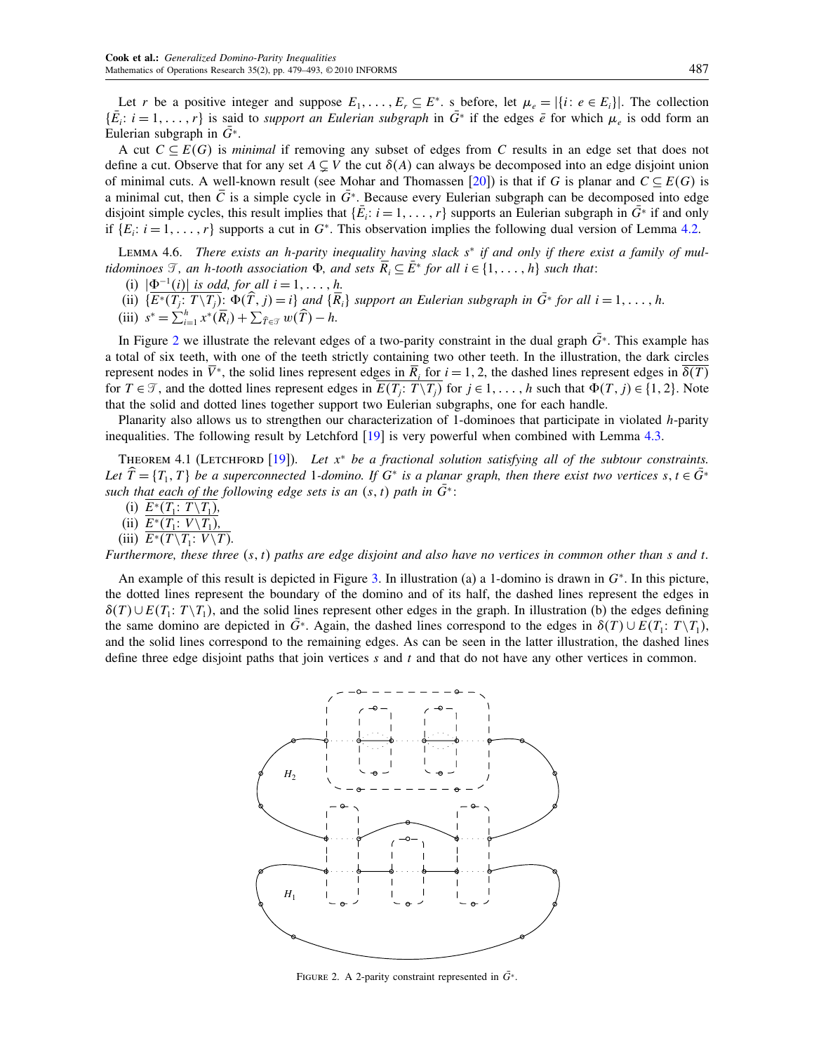Let $r$ be a positive integer and suppose $E_1, \ldots, E_r \subseteq E^*$. s before, let $\mu_e = |\{i: e \in E_i\}|$. The collection $\{\bar{E}_i: i = 1, \ldots, r\}$ is said to *support an Eulerian subgraph* in $\bar{G}^*$ if the edges $\bar{e}$ for which $\mu_e$ is odd form an Eulerian subgraph in $\bar{G}^*$.

A cut $C \subseteq E(G)$ is *minimal* if removing any subset of edges from $C$ results in an edge set that does not define a cut. Observe that for any set $A \subsetneq V$ the cut $\delta(A)$ can always be decomposed into an edge disjoint union of minimal cuts. A well-known result (see Mohar and Thomassen [20]) is that if $G$ is planar and $C \subseteq E(G)$ is a minimal cut, then $\bar{C}$ is a simple cycle in $\bar{G}^*$. Because every Eulerian subgraph can be decomposed into edge disjoint simple cycles, this result implies that $\{\bar{E}_i: i = 1, \ldots, r\}$ supports an Eulerian subgraph in $\bar{G}^*$ if and only if $\{E_i: i = 1, \ldots, r\}$ supports a cut in $G^*$. This observation implies the following dual version of Lemma 4.2.

Lemma 4.6. *There exists an $h$-parity inequality having slack $s^*$ if and only if there exist a family of multidominoes $\mathcal{T}$, an $h$-tooth association $\Phi$, and sets $\overline{R}_i \subseteq \bar{E}^*$ for all $i \in \{1, \ldots, h\}$ such that*:

(i) $|\Phi^{-1}(i)|$ *is odd, for all $i = 1, \ldots, h$.*

(ii) $\{\overline{E^*(T_j: T\backslash T_j)}: \Phi(\widehat{T}, j) = i\}$ *and $\{\overline{R}_i\}$ support an Eulerian subgraph in $\bar{G}^*$ for all $i = 1, \ldots, h$.*

(iii) $s^* = \sum_{i=1}^{h} x^*(\overline{R}_i) + \sum_{\widehat{T} \in \mathcal{T}} w(\widehat{T}) - h.$

In Figure 2 we illustrate the relevant edges of a two-parity constraint in the dual graph $\bar{G}^*$. This example has a total of six teeth, with one of the teeth strictly containing two other teeth. In the illustration, the dark circles represent nodes in $\overline{V}^*$, the solid lines represent edges in $\overline{R}_i$ for $i = 1, 2$, the dashed lines represent edges in $\overline{\delta(T)}$ for $T \in \mathcal{T}$, and the dotted lines represent edges in $\overline{E(T_j: T\backslash T_j)}$ for $j \in 1, \ldots, h$ such that $\Phi(T, j) \in \{1, 2\}$. Note that the solid and dotted lines together support two Eulerian subgraphs, one for each handle.

Planarity also allows us to strengthen our characterization of 1-dominoes that participate in violated $h$-parity inequalities. The following result by Letchford [19] is very powerful when combined with Lemma 4.3.

Theorem 4.1 (Letchford [19]). *Let $x^*$ be a fractional solution satisfying all of the subtour constraints. Let $\widehat{T} = \{T_1, T\}$ be a superconnected 1-domino. If $G^*$ is a planar graph, then there exist two vertices $s, t \in \bar{G}^*$ such that each of the following edge sets is an $(s, t)$ path in $\bar{G}^*$*:

(i) $\overline{E^*(T_1: T\backslash T_1)}$,

(ii) $\overline{E^*(T_1: V\backslash T_1)}$,

(iii) $\overline{E^*(T\backslash T_1: V\backslash T)}$.

*Furthermore, these three $(s, t)$ paths are edge disjoint and also have no vertices in common other than $s$ and $t$.*

An example of this result is depicted in Figure 3. In illustration (a) a 1-domino is drawn in $G^*$. In this picture, the dotted lines represent the boundary of the domino and of its half, the dashed lines represent the edges in $\delta(T) \cup E(T_1: T\backslash T_1)$, and the solid lines represent other edges in the graph. In illustration (b) the edges defining the same domino are depicted in $\bar{G}^*$. Again, the dashed lines correspond to the edges in $\delta(T) \cup E(T_1: T\backslash T_1)$, and the solid lines correspond to the remaining edges. As can be seen in the latter illustration, the dashed lines define three edge disjoint paths that join vertices $s$ and $t$ and that do not have any other vertices in common.

Figure 2. A 2-parity constraint represented in $\bar{G}^*$.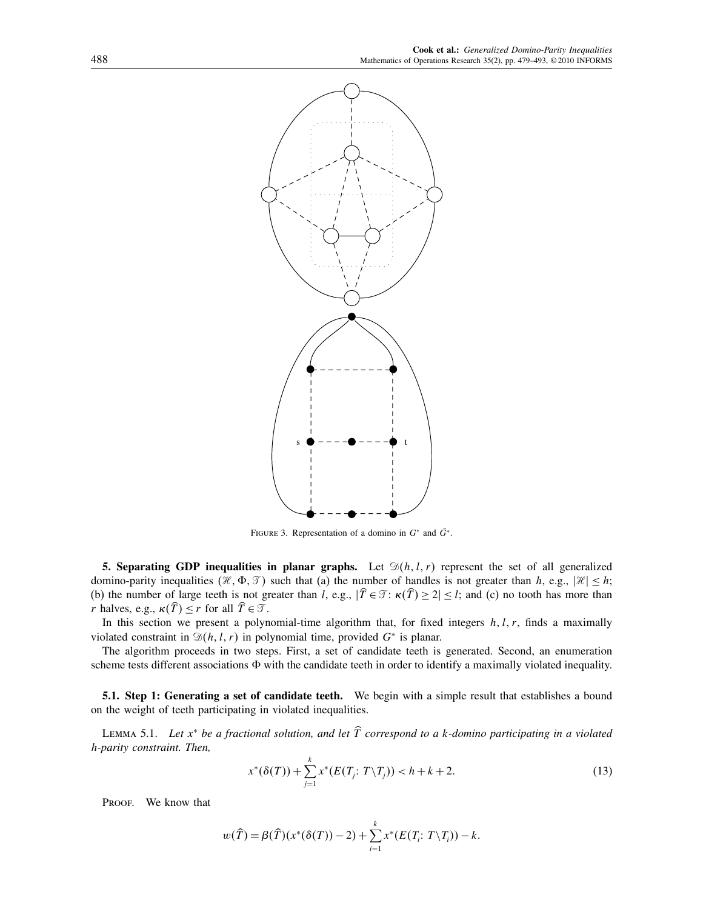FIGURE 3. Representation of a domino in $G^*$ and $\bar{G}^*$.

**5. Separating GDP inequalities in planar graphs.** Let $\mathscr{D}(h, l, r)$ represent the set of all generalized domino-parity inequalities $(\mathscr{H}, \Phi, \mathscr{T})$ such that (a) the number of handles is not greater than $h$, e.g., $|\mathscr{H}| \leq h$; (b) the number of large teeth is not greater than $l$, e.g., $|\widehat{T} \in \mathscr{T}: \kappa(\widehat{T}) \geq 2| \leq l$; and (c) no tooth has more than $r$ halves, e.g., $\kappa(\widehat{T}) \leq r$ for all $\widehat{T} \in \mathscr{T}$.

In this section we present a polynomial-time algorithm that, for fixed integers $h, l, r$, finds a maximally violated constraint in $\mathscr{D}(h, l, r)$ in polynomial time, provided $G^*$ is planar.

The algorithm proceeds in two steps. First, a set of candidate teeth is generated. Second, an enumeration scheme tests different associations $\Phi$ with the candidate teeth in order to identify a maximally violated inequality.

**5.1. Step 1: Generating a set of candidate teeth.** We begin with a simple result that establishes a bound on the weight of teeth participating in violated inequalities.

LEMMA 5.1. *Let $x^*$ be a fractional solution, and let $\widehat{T}$ correspond to a $k$-domino participating in a violated $h$-parity constraint. Then,*

$$x^*(\delta(T)) + \sum_{j=1}^{k} x^*(E(T_j: T \setminus T_j)) < h + k + 2. \tag{13}$$

PROOF. We know that

$$w(\widehat{T}) = \beta(\widehat{T})(x^*(\delta(T)) - 2) + \sum_{i=1}^{k} x^*(E(T_i: T \setminus T_i)) - k.$$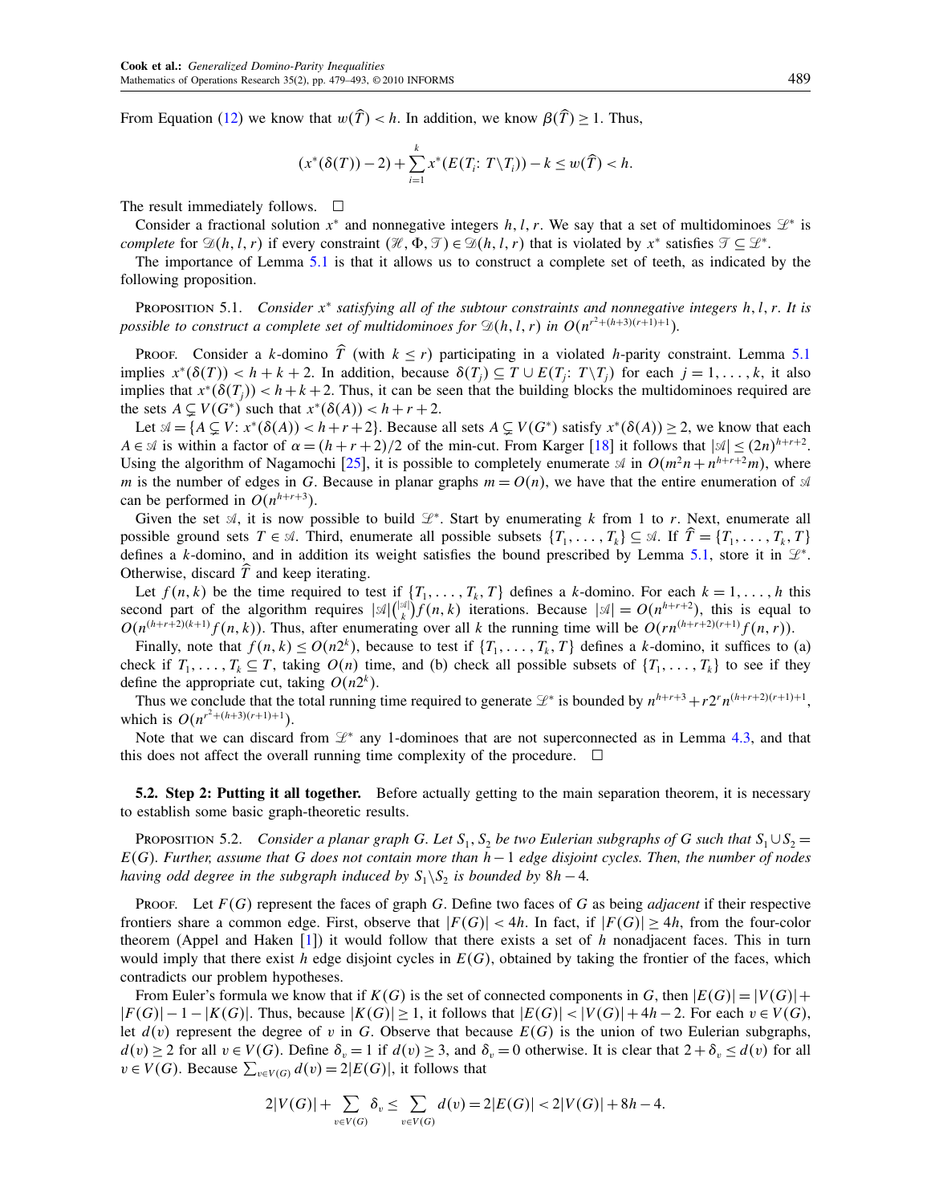From Equation (12) we know that $w(\widehat{T}) < h$. In addition, we know $\beta(\widehat{T}) \geq 1$. Thus,

$$(x^*(\delta(T)) - 2) + \sum_{i=1}^{k} x^*(E(T_i : T \backslash T_i)) - k \leq w(\widehat{T}) < h.$$

The result immediately follows. $\square$

Consider a fractional solution $x^*$ and nonnegative integers $h, l, r$. We say that a set of multidominoes $\mathscr{L}^*$ is *complete* for $\mathscr{D}(h, l, r)$ if every constraint $(\mathscr{H}, \Phi, \mathscr{T}) \in \mathscr{D}(h, l, r)$ that is violated by $x^*$ satisfies $\mathscr{T} \subseteq \mathscr{L}^*$.

The importance of Lemma 5.1 is that it allows us to construct a complete set of teeth, as indicated by the following proposition.

Proposition 5.1. *Consider $x^*$ satisfying all of the subtour constraints and nonnegative integers $h, l, r$. It is possible to construct a complete set of multidominoes for $\mathscr{D}(h, l, r)$ in $O(n^{r^2+(h+3)(r+1)+1})$.*

Proof. Consider a $k$-domino $\widehat{T}$ (with $k \leq r$) participating in a violated $h$-parity constraint. Lemma 5.1 implies $x^*(\delta(T)) < h + k + 2$. In addition, because $\delta(T_j) \subseteq T \cup E(T_j : T \backslash T_j)$ for each $j = 1, \ldots, k$, it also implies that $x^*(\delta(T_j)) < h + k + 2$. Thus, it can be seen that the building blocks the multidominoes required are the sets $A \subsetneq V(G^*)$ such that $x^*(\delta(A)) < h + r + 2$.

Let $\mathscr{A} = \{A \subsetneq V: x^*(\delta(A)) < h + r + 2\}$. Because all sets $A \subsetneq V(G^*)$ satisfy $x^*(\delta(A)) \geq 2$, we know that each $A \in \mathscr{A}$ is within a factor of $\alpha = (h + r + 2)/2$ of the min-cut. From Karger [18] it follows that $|\mathscr{A}| \leq (2n)^{h+r+2}$. Using the algorithm of Nagamochi [25], it is possible to completely enumerate $\mathscr{A}$ in $O(m^2 n + n^{h+r+2} m)$, where $m$ is the number of edges in $G$. Because in planar graphs $m = O(n)$, we have that the entire enumeration of $\mathscr{A}$ can be performed in $O(n^{h+r+3})$.

Given the set $\mathscr{A}$, it is now possible to build $\mathscr{L}^*$. Start by enumerating $k$ from 1 to $r$. Next, enumerate all possible ground sets $T \in \mathscr{A}$. Third, enumerate all possible subsets $\{T_1, \ldots, T_k\} \subseteq \mathscr{A}$. If $\widehat{T} = \{T_1, \ldots, T_k, T\}$ defines a $k$-domino, and in addition its weight satisfies the bound prescribed by Lemma 5.1, store it in $\mathscr{L}^*$. Otherwise, discard $\widehat{T}$ and keep iterating.

Let $f(n, k)$ be the time required to test if $\{T_1, \ldots, T_k, T\}$ defines a $k$-domino. For each $k = 1, \ldots, h$ this second part of the algorithm requires $|\mathscr{A}| \binom{|\mathscr{A}|}{k} f(n, k)$ iterations. Because $|\mathscr{A}| = O(n^{h+r+2})$, this is equal to $O(n^{(h+r+2)(k+1)} f(n, k))$. Thus, after enumerating over all $k$ the running time will be $O(rn^{(h+r+2)(r+1)} f(n, r))$.

Finally, note that $f(n, k) \leq O(n 2^k)$, because to test if $\{T_1, \ldots, T_k, T\}$ defines a $k$-domino, it suffices to (a) check if $T_1, \ldots, T_k \subseteq T$, taking $O(n)$ time, and (b) check all possible subsets of $\{T_1, \ldots, T_k\}$ to see if they define the appropriate cut, taking $O(n 2^k)$.

Thus we conclude that the total running time required to generate $\mathscr{L}^*$ is bounded by $n^{h+r+3} + r 2^r n^{(h+r+2)(r+1)+1}$, which is $O(n^{r^2+(h+3)(r+1)+1})$.

Note that we can discard from $\mathscr{L}^*$ any 1-dominoes that are not superconnected as in Lemma 4.3, and that this does not affect the overall running time complexity of the procedure. $\square$

**5.2. Step 2: Putting it all together.** Before actually getting to the main separation theorem, it is necessary to establish some basic graph-theoretic results.

Proposition 5.2. *Consider a planar graph $G$. Let $S_1, S_2$ be two Eulerian subgraphs of $G$ such that $S_1 \cup S_2 = E(G)$. Further, assume that $G$ does not contain more than $h - 1$ edge disjoint cycles. Then, the number of nodes having odd degree in the subgraph induced by $S_1 \backslash S_2$ is bounded by $8h - 4$.*

Proof. Let $F(G)$ represent the faces of graph $G$. Define two faces of $G$ as being *adjacent* if their respective frontiers share a common edge. First, observe that $|F(G)| < 4h$. In fact, if $|F(G)| \geq 4h$, from the four-color theorem (Appel and Haken [1]) it would follow that there exists a set of $h$ nonadjacent faces. This in turn would imply that there exist $h$ edge disjoint cycles in $E(G)$, obtained by taking the frontier of the faces, which contradicts our problem hypotheses.

From Euler's formula we know that if $K(G)$ is the set of connected components in $G$, then $|E(G)| = |V(G)| + |F(G)| - 1 - |K(G)|$. Thus, because $|K(G)| \geq 1$, it follows that $|E(G)| < |V(G)| + 4h - 2$. For each $v \in V(G)$, let $d(v)$ represent the degree of $v$ in $G$. Observe that because $E(G)$ is the union of two Eulerian subgraphs, $d(v) \geq 2$ for all $v \in V(G)$. Define $\delta_v = 1$ if $d(v) \geq 3$, and $\delta_v = 0$ otherwise. It is clear that $2 + \delta_v \leq d(v)$ for all $v \in V(G)$. Because $\sum_{v \in V(G)} d(v) = 2|E(G)|$, it follows that

$$2|V(G)| + \sum_{v \in V(G)} \delta_v \leq \sum_{v \in V(G)} d(v) = 2|E(G)| < 2|V(G)| + 8h - 4.$$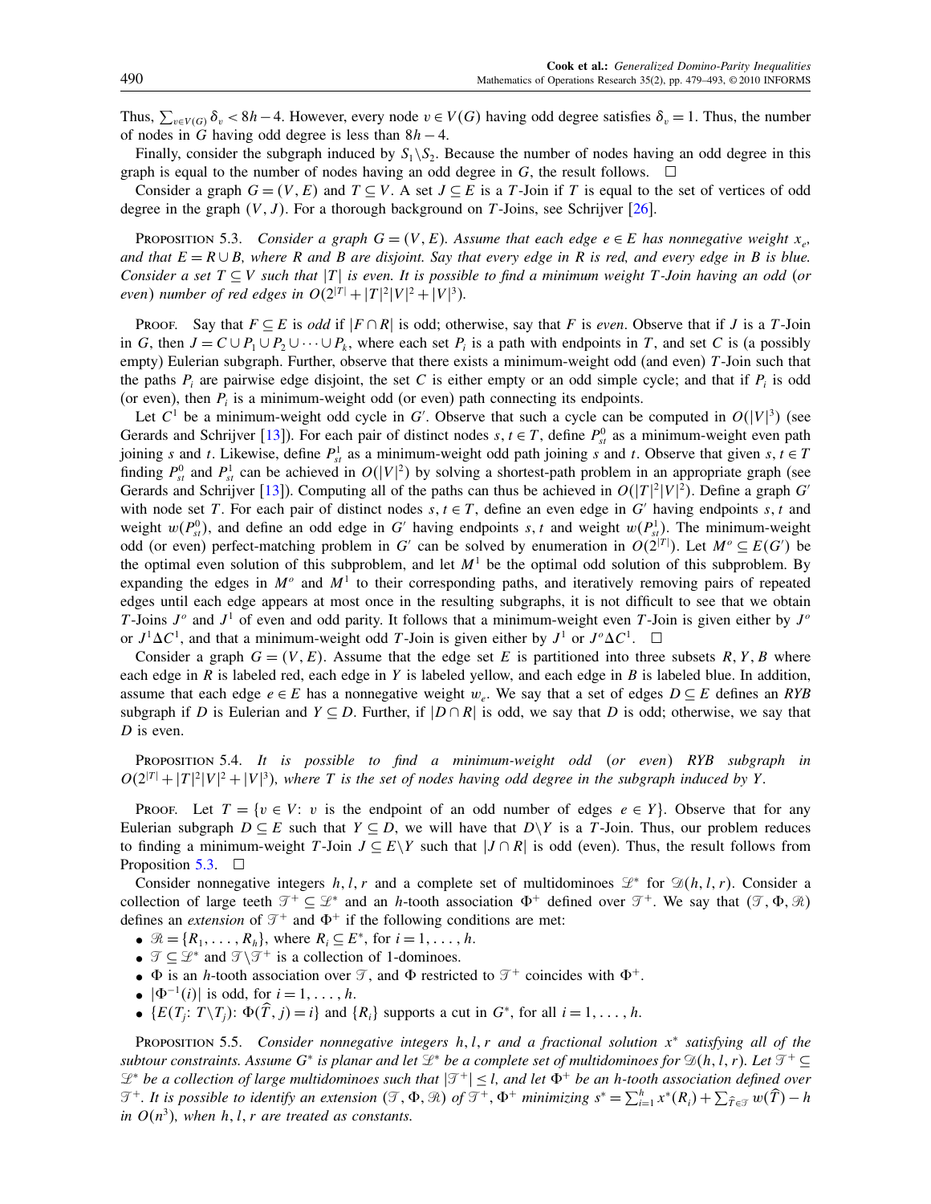Thus, $\sum_{v \in V(G)} \delta_v < 8h - 4$. However, every node $v \in V(G)$ having odd degree satisfies $\delta_v = 1$. Thus, the number of nodes in $G$ having odd degree is less than $8h - 4$.

Finally, consider the subgraph induced by $S_1 \backslash S_2$. Because the number of nodes having an odd degree in this graph is equal to the number of nodes having an odd degree in $G$, the result follows. $\square$

Consider a graph $G = (V, E)$ and $T \subseteq V$. A set $J \subseteq E$ is a $T$-Join if $T$ is equal to the set of vertices of odd degree in the graph $(V, J)$. For a thorough background on $T$-Joins, see Schrijver [26].

Proposition 5.3. *Consider a graph $G = (V, E)$. Assume that each edge $e \in E$ has nonnegative weight $x_e$, and that $E = R \cup B$, where $R$ and $B$ are disjoint. Say that every edge in $R$ is red, and every edge in $B$ is blue. Consider a set $T \subseteq V$ such that $|T|$ is even. It is possible to find a minimum weight $T$-Join having an odd (or even) number of red edges in $O(2^{|T|} + |T|^2|V|^2 + |V|^3)$.*

Proof. Say that $F \subseteq E$ is *odd* if $|F \cap R|$ is odd; otherwise, say that $F$ is *even*. Observe that if $J$ is a $T$-Join in $G$, then $J = C \cup P_1 \cup P_2 \cup \cdots \cup P_k$, where each set $P_i$ is a path with endpoints in $T$, and set $C$ is (a possibly empty) Eulerian subgraph. Further, observe that there exists a minimum-weight odd (and even) $T$-Join such that the paths $P_i$ are pairwise edge disjoint, the set $C$ is either empty or an odd simple cycle; and that if $P_i$ is odd (or even), then $P_i$ is a minimum-weight odd (or even) path connecting its endpoints.

Let $C^1$ be a minimum-weight odd cycle in $G'$. Observe that such a cycle can be computed in $O(|V|^3)$ (see Gerards and Schrijver [13]). For each pair of distinct nodes $s, t \in T$, define $P^0_{st}$ as a minimum-weight even path joining $s$ and $t$. Likewise, define $P^1_{st}$ as a minimum-weight odd path joining $s$ and $t$. Observe that given $s, t \in T$ finding $P^0_{st}$ and $P^1_{st}$ can be achieved in $O(|V|^2)$ by solving a shortest-path problem in an appropriate graph (see Gerards and Schrijver [13]). Computing all of the paths can thus be achieved in $O(|T|^2|V|^2)$. Define a graph $G'$ with node set $T$. For each pair of distinct nodes $s, t \in T$, define an even edge in $G'$ having endpoints $s, t$ and weight $w(P^0_{st})$, and define an odd edge in $G'$ having endpoints $s, t$ and weight $w(P^1_{st})$. The minimum-weight odd (or even) perfect-matching problem in $G'$ can be solved by enumeration in $O(2^{|T|})$. Let $M^o \subseteq E(G')$ be the optimal even solution of this subproblem, and let $M^1$ be the optimal odd solution of this subproblem. By expanding the edges in $M^o$ and $M^1$ to their corresponding paths, and iteratively removing pairs of repeated edges until each edge appears at most once in the resulting subgraphs, it is not difficult to see that we obtain $T$-Joins $J^o$ and $J^1$ of even and odd parity. It follows that a minimum-weight even $T$-Join is given either by $J^o$ or $J^1 \Delta C^1$, and that a minimum-weight odd $T$-Join is given either by $J^1$ or $J^o \Delta C^1$. $\square$

Consider a graph $G = (V, E)$. Assume that the edge set $E$ is partitioned into three subsets $R, Y, B$ where each edge in $R$ is labeled red, each edge in $Y$ is labeled yellow, and each edge in $B$ is labeled blue. In addition, assume that each edge $e \in E$ has a nonnegative weight $w_e$. We say that a set of edges $D \subseteq E$ defines an *RYB* subgraph if $D$ is Eulerian and $Y \subseteq D$. Further, if $|D \cap R|$ is odd, we say that $D$ is odd; otherwise, we say that $D$ is even.

Proposition 5.4. *It is possible to find a minimum-weight odd (or even) RYB subgraph in $O(2^{|T|} + |T|^2|V|^2 + |V|^3)$, where $T$ is the set of nodes having odd degree in the subgraph induced by $Y$.*

Proof. Let $T = \{v \in V\colon v$ is the endpoint of an odd number of edges $e \in Y\}$. Observe that for any Eulerian subgraph $D \subseteq E$ such that $Y \subseteq D$, we will have that $D \backslash Y$ is a $T$-Join. Thus, our problem reduces to finding a minimum-weight $T$-Join $J \subseteq E \backslash Y$ such that $|J \cap R|$ is odd (even). Thus, the result follows from Proposition 5.3. $\square$

Consider nonnegative integers $h, l, r$ and a complete set of multidominoes $\mathscr{L}^*$ for $\mathscr{D}(h, l, r)$. Consider a collection of large teeth $\mathscr{T}^+ \subseteq \mathscr{L}^*$ and an $h$-tooth association $\Phi^+$ defined over $\mathscr{T}^+$. We say that $(\mathscr{T}, \Phi, \mathscr{R})$ defines an *extension* of $\mathscr{T}^+$ and $\Phi^+$ if the following conditions are met:

- $\mathscr{R} = \{R_1, \ldots, R_h\}$, where $R_i \subseteq E^*$, for $i = 1, \ldots, h$.
- $\mathscr{T} \subseteq \mathscr{L}^*$ and $\mathscr{T} \backslash \mathscr{T}^+$ is a collection of 1-dominoes.
- $\Phi$ is an $h$-tooth association over $\mathscr{T}$, and $\Phi$ restricted to $\mathscr{T}^+$ coincides with $\Phi^+$.
- $|\Phi^{-1}(i)|$ is odd, for $i = 1, \ldots, h$.
- $\{E(T_j\colon T \backslash T_j)\colon \Phi(\widehat{T}, j) = i\}$ and $\{R_i\}$ supports a cut in $G^*$, for all $i = 1, \ldots, h$.

Proposition 5.5. *Consider nonnegative integers $h, l, r$ and a fractional solution $x^*$ satisfying all of the subtour constraints. Assume $G^*$ is planar and let $\mathscr{L}^*$ be a complete set of multidominoes for $\mathscr{D}(h, l, r)$. Let $\mathscr{T}^+ \subseteq \mathscr{L}^*$ be a collection of large multidominoes such that $|\mathscr{T}^+| \le l$, and let $\Phi^+$ be an $h$-tooth association defined over $\mathscr{T}^+$. It is possible to identify an extension $(\mathscr{T}, \Phi, \mathscr{R})$ of $\mathscr{T}^+, \Phi^+$ minimizing $s^* = \sum_{i=1}^h x^*(R_i) + \sum_{\widehat{T} \in \mathscr{T}} w(\widehat{T}) - h$ in $O(n^3)$, when $h, l, r$ are treated as constants.*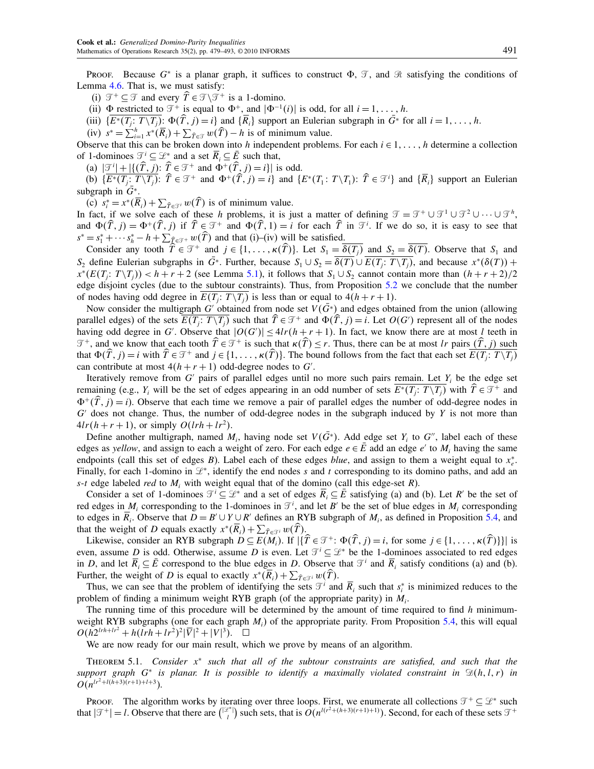*Proof.* Because $G^*$ is a planar graph, it suffices to construct $\Phi$, $\mathcal{T}$, and $\mathcal{R}$ satisfying the conditions of Lemma 4.6. That is, we must satisfy:

(i) $\mathcal{T}^+ \subseteq \mathcal{T}$ and every $\widehat{T} \in \mathcal{T} \setminus \mathcal{T}^+$ is a 1-domino.

(ii) $\Phi$ restricted to $\mathcal{T}^+$ is equal to $\Phi^+$, and $|\Phi^{-1}(i)|$ is odd, for all $i = 1, \ldots, h$.

(iii) $\{\overline{E^*(T_j: T \setminus T_j)}: \Phi(\widehat{T}, j) = i\}$ and $\{\overline{R}_i\}$ support an Eulerian subgraph in $\bar{G}^*$ for all $i = 1, \ldots, h$.

(iv) $s^* = \sum_{i=1}^h x^*(\overline{R}_i) + \sum_{\widehat{T} \in \mathcal{T}} w(\widehat{T}) - h$ is of minimum value.

Observe that this can be broken down into $h$ independent problems. For each $i \in 1, \ldots, h$ determine a collection of 1-dominoes $\mathcal{T}^i \subseteq \mathcal{L}^*$ and a set $\overline{R}_i \subseteq \bar{E}$ such that,

(a) $|\mathcal{T}^i| + |\{(\widehat{T}, j): \widehat{T} \in \mathcal{T}^+ \text{ and } \Phi^+(\widehat{T}, j) = i\}|$ is odd.

(b) $\{\overline{E^*(T_j: T \setminus T_j)}: \widehat{T} \in \mathcal{T}^+ \text{ and } \Phi^+(\widehat{T}, j) = i\}$ and $\{E^*(T_1: T \setminus T_1): \widehat{T} \in \mathcal{T}^i\}$ and $\{\overline{R}_i\}$ support an Eulerian subgraph in $\bar{G}^*$.

(c) $s_i^* = x^*(\overline{R}_i) + \sum_{\widehat{T} \in \mathcal{T}^i} w(\widehat{T})$ is of minimum value.

In fact, if we solve each of these $h$ problems, it is just a matter of defining $\mathcal{T} = \mathcal{T}^+ \cup \mathcal{T}^1 \cup \mathcal{T}^2 \cup \cdots \cup \mathcal{T}^h$, and $\Phi(\widehat{T}, j) = \Phi^+(\widehat{T}, j)$ if $\widehat{T} \in \mathcal{T}^+$ and $\Phi(\widehat{T}, 1) = i$ for each $\widehat{T}$ in $\mathcal{T}^i$. If we do so, it is easy to see that $s^* = s_1^* + \cdots s_h^* - h + \sum_{\widehat{T} \in \mathcal{T}^+} w(\widehat{T})$ and that (i)–(iv) will be satisfied.

Consider any tooth $\widehat{T} \in \mathcal{T}^+$ and $j \in \{1, \ldots, \kappa(\widehat{T})\}$. Let $S_1 = \overline{\delta(T_j)}$ and $S_2 = \overline{\delta(T)}$. Observe that $S_1$ and $S_2$ define Eulerian subgraphs in $\bar{G}^*$. Further, because $S_1 \cup S_2 = \overline{\delta(T)} \cup \overline{E(T_j: T \setminus T_j)}$, and because $x^*(\delta(T)) + x^*(E(T_j: T \setminus T_j)) < h + r + 2$ (see Lemma 5.1), it follows that $S_1 \cup S_2$ cannot contain more than $(h + r + 2)/2$ edge disjoint cycles (due to the subtour constraints). Thus, from Proposition 5.2 we conclude that the number of nodes having odd degree in $\overline{E(T_j: T \setminus T_j)}$ is less than or equal to $4(h + r + 1)$.

Now consider the multigraph $G'$ obtained from node set $V(\bar{G}^*)$ and edges obtained from the union (allowing parallel edges) of the sets $\overline{E(T_j: T \setminus T_j)}$ such that $\widehat{T} \in \mathcal{T}^+$ and $\Phi(\widehat{T}, j) = i$. Let $O(G')$ represent all of the nodes having odd degree in $G'$. Observe that $|O(G')| \leq 4lr(h + r + 1)$. In fact, we know there are at most $l$ teeth in $\mathcal{T}^+$, and we know that each tooth $\widehat{T} \in \mathcal{T}^+$ is such that $\kappa(\widehat{T}) \leq r$. Thus, there can be at most $lr$ pairs $(\widehat{T}, j)$ such that $\Phi(\widehat{T}, j) = i$ with $\widehat{T} \in \mathcal{T}^+$ and $j \in \{1, \ldots, \kappa(\widehat{T})\}$. The bound follows from the fact that each set $\overline{E(T_j: T \setminus T_j)}$ can contribute at most $4(h + r + 1)$ odd-degree nodes to $G'$.

Iteratively remove from $G'$ pairs of parallel edges until no more such pairs remain. Let $Y_i$ be the edge set remaining (e.g., $Y_i$ will be the set of edges appearing in an odd number of sets $\overline{E^*(T_j: T \setminus T_j)}$ with $\widehat{T} \in \mathcal{T}^+$ and $\Phi^+(\widehat{T}, j) = i$). Observe that each time we remove a pair of parallel edges the number of odd-degree nodes in $G'$ does not change. Thus, the number of odd-degree nodes in the subgraph induced by $Y$ is not more than $4lr(h + r + 1)$, or simply $O(lrh + lr^2)$.

Define another multigraph, named $M_i$, having node set $V(\bar{G}^*)$. Add edge set $Y_i$ to $G''$, label each of these edges as *yellow*, and assign to each a weight of zero. For each edge $e \in \bar{E}$ add an edge $e'$ to $M_i$ having the same endpoints (call this set of edges $B$). Label each of these edges *blue*, and assign to them a weight equal to $x_e^*$. Finally, for each 1-domino in $\mathcal{L}^*$, identify the end nodes $s$ and $t$ corresponding to its domino paths, and add an $s$-$t$ edge labeled *red* to $M_i$ with weight equal that of the domino (call this edge-set $R$).

Consider a set of 1-dominoes $\mathcal{T}^i \subseteq \mathcal{L}^*$ and a set of edges $\overline{R}_i \subseteq \bar{E}$ satisfying (a) and (b). Let $R'$ be the set of red edges in $M_i$ corresponding to the 1-dominoes in $\mathcal{T}^i$, and let $B'$ be the set of blue edges in $M_i$ corresponding to edges in $\overline{R}_i$. Observe that $D = B' \cup Y \cup R'$ defines an RYB subgraph of $M_i$, as defined in Proposition 5.4, and that the weight of $D$ equals exactly $x^*(\overline{R}_i) + \sum_{\widehat{T} \in \mathcal{T}^i} w(\widehat{T})$.

Likewise, consider an RYB subgraph $D \subseteq E(M_i)$. If $|\{\widehat{T} \in \mathcal{T}^+: \Phi(\widehat{T}, j) = i, \text{ for some } j \in \{1, \ldots, \kappa(\widehat{T})\}\}|$ is even, assume $D$ is odd. Otherwise, assume $D$ is even. Let $\mathcal{T}^i \subseteq \mathcal{L}^*$ be the 1-dominoes associated to red edges in $D$, and let $\overline{R}_i \subseteq \bar{E}$ correspond to the blue edges in $D$. Observe that $\mathcal{T}^i$ and $\overline{R}_i$ satisfy conditions (a) and (b). Further, the weight of $D$ is equal to exactly $x^*(\overline{R}_i) + \sum_{\widehat{T} \in \mathcal{T}^i} w(\widehat{T})$.

Thus, we can see that the problem of identifying the sets $\mathcal{T}^i$ and $\overline{R}_i$ such that $s_i^*$ is minimized reduces to the problem of finding a minimum weight RYB graph (of the appropriate parity) in $M_i$.

The running time of this procedure will be determined by the amount of time required to find $h$ minimum-weight RYB subgraphs (one for each graph $M_i$) of the appropriate parity. From Proposition 5.4, this will equal $O(h2^{lrh+lr^2} + h(lrh + lr^2)^2|\overline{V}|^2 + |V|^3)$. $\square$

We are now ready for our main result, which we prove by means of an algorithm.

**Theorem 5.1.** *Consider $x^*$ such that all of the subtour constraints are satisfied, and such that the support graph $G^*$ is planar. It is possible to identify a maximally violated constraint in $\mathcal{D}(h, l, r)$ in $O(n^{lr^2+l(h+3)(r+1)+l+3})$.*

*Proof.* The algorithm works by iterating over three loops. First, we enumerate all collections $\mathcal{T}^+ \subseteq \mathcal{L}^*$ such that $|\mathcal{T}^+| = l$. Observe that there are $\binom{|\mathcal{L}^*|}{l}$ such sets, that is $O(n^{l(r^2+(h+3)(r+1)+1)})$. Second, for each of these sets $\mathcal{T}^+$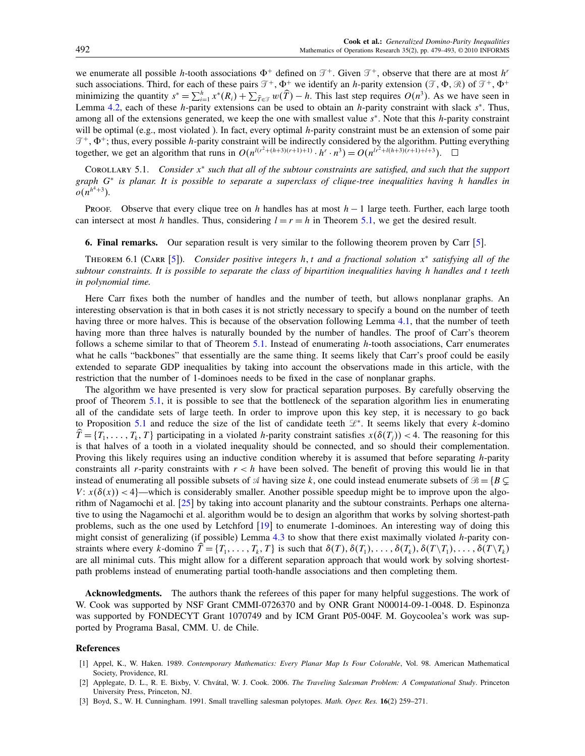we enumerate all possible $h$-tooth associations $\Phi^+$ defined on $\mathcal{T}^+$. Given $\mathcal{T}^+$, observe that there are at most $h^r$ such associations. Third, for each of these pairs $\mathcal{T}^+$, $\Phi^+$ we identify an $h$-parity extension $(\mathcal{T}, \Phi, \mathcal{R})$ of $\mathcal{T}^+$, $\Phi^+$ minimizing the quantity $s^* = \sum_{i=1}^{h} x^*(R_i) + \sum_{\widehat{T} \in \mathcal{T}} w(\widehat{T}) - h$. This last step requires $O(n^3)$. As we have seen in Lemma 4.2, each of these $h$-parity extensions can be used to obtain an $h$-parity constraint with slack $s^*$. Thus, among all of the extensions generated, we keep the one with smallest value $s^*$. Note that this $h$-parity constraint will be optimal (e.g., most violated ). In fact, every optimal $h$-parity constraint must be an extension of some pair $\mathcal{T}^+$, $\Phi^+$; thus, every possible $h$-parity constraint will be indirectly considered by the algorithm. Putting everything together, we get an algorithm that runs in $O(n^{l(r^2+(h+3)(r+1)+1)} \cdot h^r \cdot n^3) = O(n^{lr^2+l(h+3)(r+1)+l+3})$. $\square$

Corollary 5.1. *Consider $x^*$ such that all of the subtour constraints are satisfied, and such that the support graph $G^*$ is planar. It is possible to separate a superclass of clique-tree inequalities having $h$ handles in $o(n^{h^4+3})$.*

Proof. Observe that every clique tree on $h$ handles has at most $h-1$ large teeth. Further, each large tooth can intersect at most $h$ handles. Thus, considering $l = r = h$ in Theorem 5.1, we get the desired result.

## 6. Final remarks.

Our separation result is very similar to the following theorem proven by Carr [5].

Theorem 6.1 (Carr [5]). *Consider positive integers $h, t$ and a fractional solution $x^*$ satisfying all of the subtour constraints. It is possible to separate the class of bipartition inequalities having $h$ handles and $t$ teeth in polynomial time.*

Here Carr fixes both the number of handles and the number of teeth, but allows nonplanar graphs. An interesting observation is that in both cases it is not strictly necessary to specify a bound on the number of teeth having three or more halves. This is because of the observation following Lemma 4.1, that the number of teeth having more than three halves is naturally bounded by the number of handles. The proof of Carr's theorem follows a scheme similar to that of Theorem 5.1. Instead of enumerating $h$-tooth associations, Carr enumerates what he calls "backbones" that essentially are the same thing. It seems likely that Carr's proof could be easily extended to separate GDP inequalities by taking into account the observations made in this article, with the restriction that the number of 1-dominoes needs to be fixed in the case of nonplanar graphs.

The algorithm we have presented is very slow for practical separation purposes. By carefully observing the proof of Theorem 5.1, it is possible to see that the bottleneck of the separation algorithm lies in enumerating all of the candidate sets of large teeth. In order to improve upon this key step, it is necessary to go back to Proposition 5.1 and reduce the size of the list of candidate teeth $\mathcal{L}^*$. It seems likely that every $k$-domino $\widehat{T} = \{T_1, \ldots, T_k, T\}$ participating in a violated $h$-parity constraint satisfies $x(\delta(T_j)) < 4$. The reasoning for this is that halves of a tooth in a violated inequality should be connected, and so should their complementation. Proving this likely requires using an inductive condition whereby it is assumed that before separating $h$-parity constraints all $r$-parity constraints with $r < h$ have been solved. The benefit of proving this would lie in that instead of enumerating all possible subsets of $\mathcal{A}$ having size $k$, one could instead enumerate subsets of $\mathcal{B} = \{B \subsetneq V: x(\delta(x)) < 4\}$—which is considerably smaller. Another possible speedup might be to improve upon the algorithm of Nagamochi et al. [25] by taking into account planarity and the subtour constraints. Perhaps one alternative to using the Nagamochi et al. algorithm would be to design an algorithm that works by solving shortest-path problems, such as the one used by Letchford [19] to enumerate 1-dominoes. An interesting way of doing this might consist of generalizing (if possible) Lemma 4.3 to show that there exist maximally violated $h$-parity constraints where every $k$-domino $\widehat{T} = \{T_1, \ldots, T_k, T\}$ is such that $\delta(T), \delta(T_1), \ldots, \delta(T_k), \delta(T\backslash T_1), \ldots, \delta(T\backslash T_k)$ are all minimal cuts. This might allow for a different separation approach that would work by solving shortest-path problems instead of enumerating partial tooth-handle associations and then completing them.

**Acknowledgments.** The authors thank the referees of this paper for many helpful suggestions. The work of W. Cook was supported by NSF Grant CMMI-0726370 and by ONR Grant N00014-09-1-0048. D. Espinonza was supported by FONDECYT Grant 1070749 and by ICM Grant P05-004F. M. Goycoolea's work was supported by Programa Basal, CMM. U. de Chile.

## References

[1] Appel, K., W. Haken. 1989. *Contemporary Mathematics: Every Planar Map Is Four Colorable*, Vol. 98. American Mathematical Society, Providence, RI.

[2] Applegate, D. L., R. E. Bixby, V. Chvátal, W. J. Cook. 2006. *The Traveling Salesman Problem: A Computational Study*. Princeton University Press, Princeton, NJ.

[3] Boyd, S., W. H. Cunningham. 1991. Small travelling salesman polytopes. *Math. Oper. Res.* **16**(2) 259–271.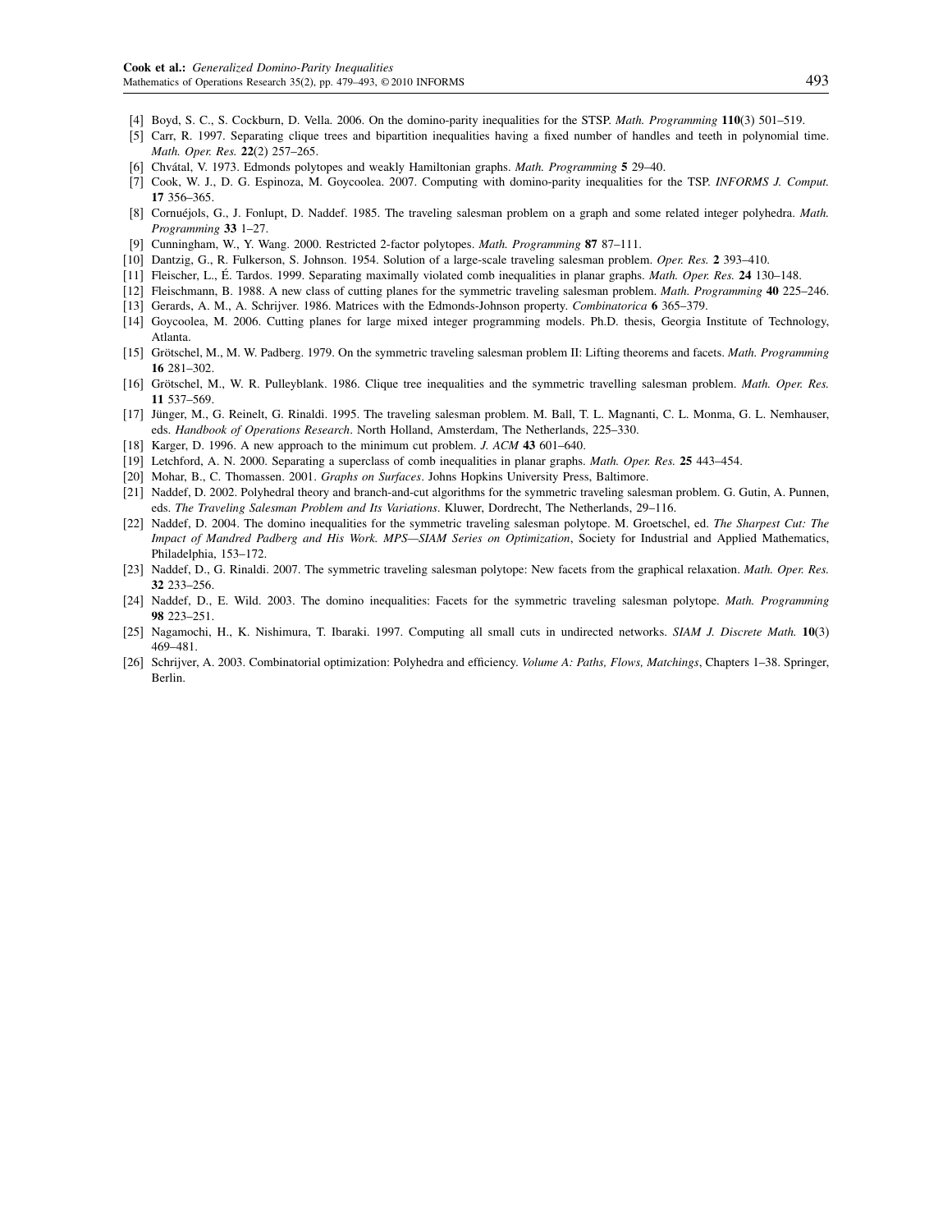[4] Boyd, S. C., S. Cockburn, D. Vella. 2006. On the domino-parity inequalities for the STSP. *Math. Programming* **110**(3) 501–519.

[5] Carr, R. 1997. Separating clique trees and bipartition inequalities having a fixed number of handles and teeth in polynomial time. *Math. Oper. Res.* **22**(2) 257–265.

[6] Chvátal, V. 1973. Edmonds polytopes and weakly Hamiltonian graphs. *Math. Programming* **5** 29–40.

[7] Cook, W. J., D. G. Espinoza, M. Goycoolea. 2007. Computing with domino-parity inequalities for the TSP. *INFORMS J. Comput.* **17** 356–365.

[8] Cornuéjols, G., J. Fonlupt, D. Naddef. 1985. The traveling salesman problem on a graph and some related integer polyhedra. *Math. Programming* **33** 1–27.

[9] Cunningham, W., Y. Wang. 2000. Restricted 2-factor polytopes. *Math. Programming* **87** 87–111.

[10] Dantzig, G., R. Fulkerson, S. Johnson. 1954. Solution of a large-scale traveling salesman problem. *Oper. Res.* **2** 393–410.

[11] Fleischer, L., É. Tardos. 1999. Separating maximally violated comb inequalities in planar graphs. *Math. Oper. Res.* **24** 130–148.

[12] Fleischmann, B. 1988. A new class of cutting planes for the symmetric traveling salesman problem. *Math. Programming* **40** 225–246.

[13] Gerards, A. M., A. Schrijver. 1986. Matrices with the Edmonds-Johnson property. *Combinatorica* **6** 365–379.

[14] Goycoolea, M. 2006. Cutting planes for large mixed integer programming models. Ph.D. thesis, Georgia Institute of Technology, Atlanta.

[15] Grötschel, M., M. W. Padberg. 1979. On the symmetric traveling salesman problem II: Lifting theorems and facets. *Math. Programming* **16** 281–302.

[16] Grötschel, M., W. R. Pulleyblank. 1986. Clique tree inequalities and the symmetric travelling salesman problem. *Math. Oper. Res.* **11** 537–569.

[17] Jünger, M., G. Reinelt, G. Rinaldi. 1995. The traveling salesman problem. M. Ball, T. L. Magnanti, C. L. Monma, G. L. Nemhauser, eds. *Handbook of Operations Research*. North Holland, Amsterdam, The Netherlands, 225–330.

[18] Karger, D. 1996. A new approach to the minimum cut problem. *J. ACM* **43** 601–640.

[19] Letchford, A. N. 2000. Separating a superclass of comb inequalities in planar graphs. *Math. Oper. Res.* **25** 443–454.

[20] Mohar, B., C. Thomassen. 2001. *Graphs on Surfaces*. Johns Hopkins University Press, Baltimore.

[21] Naddef, D. 2002. Polyhedral theory and branch-and-cut algorithms for the symmetric traveling salesman problem. G. Gutin, A. Punnen, eds. *The Traveling Salesman Problem and Its Variations*. Kluwer, Dordrecht, The Netherlands, 29–116.

[22] Naddef, D. 2004. The domino inequalities for the symmetric traveling salesman polytope. M. Groetschel, ed. *The Sharpest Cut: The Impact of Mandred Padberg and His Work. MPS—SIAM Series on Optimization*, Society for Industrial and Applied Mathematics, Philadelphia, 153–172.

[23] Naddef, D., G. Rinaldi. 2007. The symmetric traveling salesman polytope: New facets from the graphical relaxation. *Math. Oper. Res.* **32** 233–256.

[24] Naddef, D., E. Wild. 2003. The domino inequalities: Facets for the symmetric traveling salesman polytope. *Math. Programming* **98** 223–251.

[25] Nagamochi, H., K. Nishimura, T. Ibaraki. 1997. Computing all small cuts in undirected networks. *SIAM J. Discrete Math.* **10**(3) 469–481.

[26] Schrijver, A. 2003. Combinatorial optimization: Polyhedra and efficiency. *Volume A: Paths, Flows, Matchings*, Chapters 1–38. Springer, Berlin.